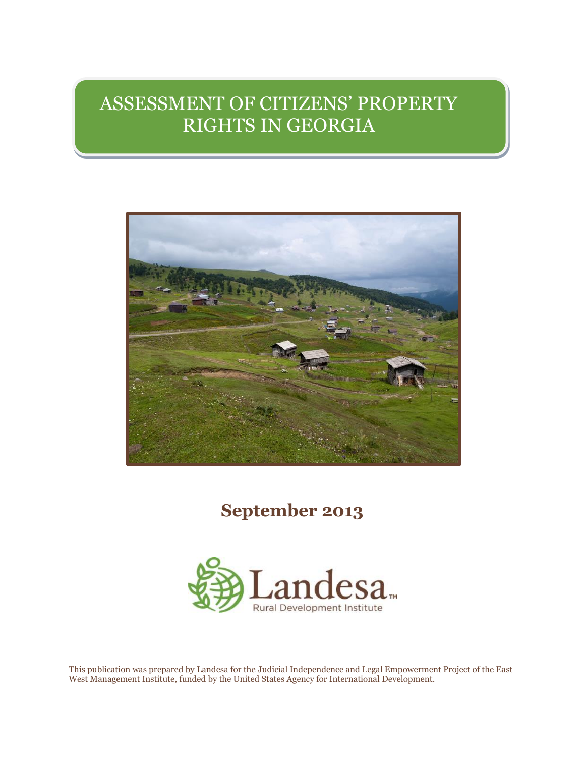# ASSESSMENT OF CITIZENS' PROPERTY RIGHTS IN GEORGIA

**September 2013**

Landesa
Rural Development Institute

This publication was prepared by Landesa for the Judicial Independence and Legal Empowerment Project of the East West Management Institute, funded by the United States Agency for International Development.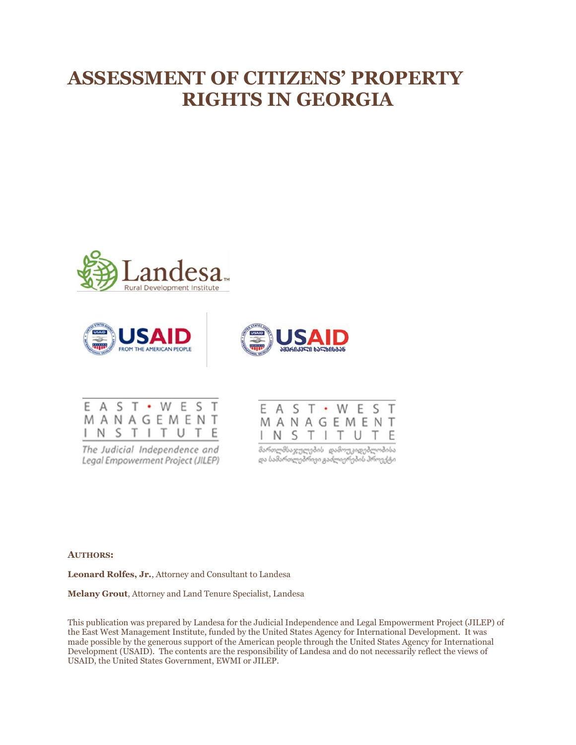# ASSESSMENT OF CITIZENS' PROPERTY RIGHTS IN GEORGIA

**AUTHORS:**

**Leonard Rolfes, Jr.**, Attorney and Consultant to Landesa

**Melany Grout**, Attorney and Land Tenure Specialist, Landesa

This publication was prepared by Landesa for the Judicial Independence and Legal Empowerment Project (JILEP) of the East West Management Institute, funded by the United States Agency for International Development. It was made possible by the generous support of the American people through the United States Agency for International Development (USAID). The contents are the responsibility of Landesa and do not necessarily reflect the views of USAID, the United States Government, EWMI or JILEP.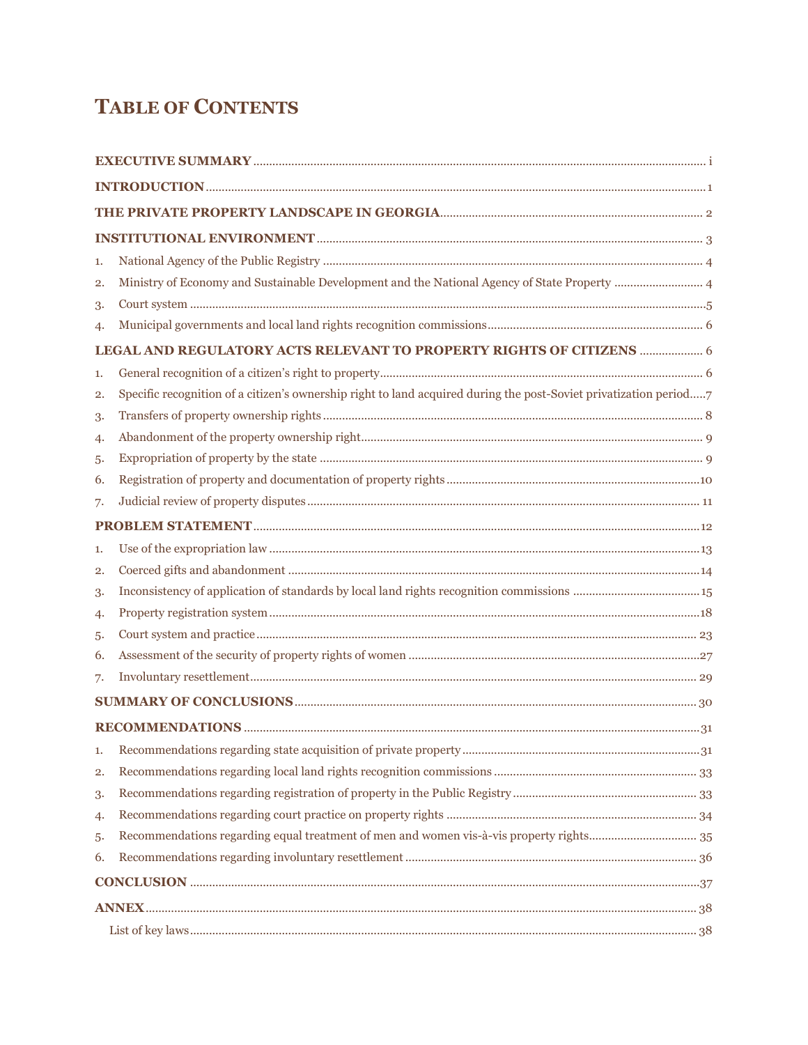# TABLE OF CONTENTS

**EXECUTIVE SUMMARY** .......... i

**INTRODUCTION** .......... 1

**THE PRIVATE PROPERTY LANDSCAPE IN GEORGIA** .......... 2

**INSTITUTIONAL ENVIRONMENT** .......... 3

1. National Agency of the Public Registry .......... 4
2. Ministry of Economy and Sustainable Development and the National Agency of State Property .......... 4
3. Court system .......... 5
4. Municipal governments and local land rights recognition commissions .......... 6

**LEGAL AND REGULATORY ACTS RELEVANT TO PROPERTY RIGHTS OF CITIZENS** .......... 6

1. General recognition of a citizen's right to property .......... 6
2. Specific recognition of a citizen's ownership right to land acquired during the post-Soviet privatization period .......... 7
3. Transfers of property ownership rights .......... 8
4. Abandonment of the property ownership right .......... 9
5. Expropriation of property by the state .......... 9
6. Registration of property and documentation of property rights .......... 10
7. Judicial review of property disputes .......... 11

**PROBLEM STATEMENT** .......... 12

1. Use of the expropriation law .......... 13
2. Coerced gifts and abandonment .......... 14
3. Inconsistency of application of standards by local land rights recognition commissions .......... 15
4. Property registration system .......... 18
5. Court system and practice .......... 23
6. Assessment of the security of property rights of women .......... 27
7. Involuntary resettlement .......... 29

**SUMMARY OF CONCLUSIONS** .......... 30

**RECOMMENDATIONS** .......... 31

1. Recommendations regarding state acquisition of private property .......... 31
2. Recommendations regarding local land rights recognition commissions .......... 33
3. Recommendations regarding registration of property in the Public Registry .......... 33
4. Recommendations regarding court practice on property rights .......... 34
5. Recommendations regarding equal treatment of men and women vis-à-vis property rights .......... 35
6. Recommendations regarding involuntary resettlement .......... 36

**CONCLUSION** .......... 37

**ANNEX** .......... 38

List of key laws .......... 38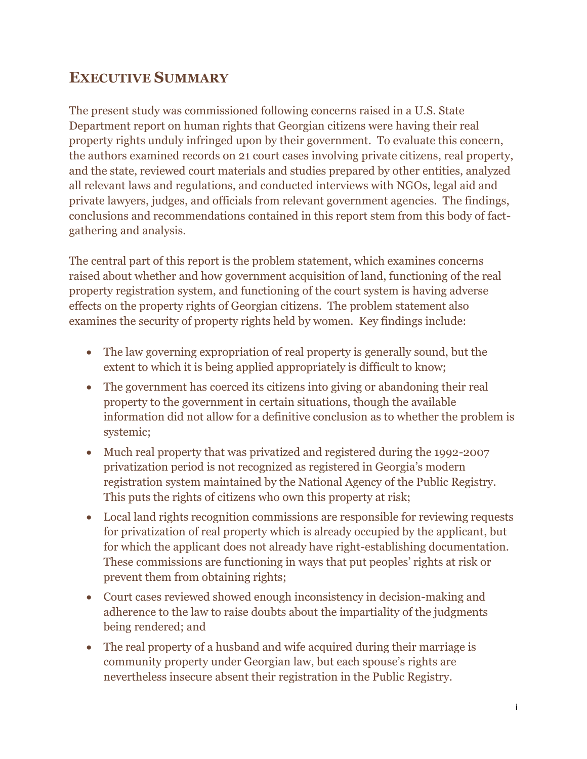## EXECUTIVE SUMMARY

The present study was commissioned following concerns raised in a U.S. State Department report on human rights that Georgian citizens were having their real property rights unduly infringed upon by their government. To evaluate this concern, the authors examined records on 21 court cases involving private citizens, real property, and the state, reviewed court materials and studies prepared by other entities, analyzed all relevant laws and regulations, and conducted interviews with NGOs, legal aid and private lawyers, judges, and officials from relevant government agencies. The findings, conclusions and recommendations contained in this report stem from this body of fact-gathering and analysis.

The central part of this report is the problem statement, which examines concerns raised about whether and how government acquisition of land, functioning of the real property registration system, and functioning of the court system is having adverse effects on the property rights of Georgian citizens. The problem statement also examines the security of property rights held by women. Key findings include:

- The law governing expropriation of real property is generally sound, but the extent to which it is being applied appropriately is difficult to know;
- The government has coerced its citizens into giving or abandoning their real property to the government in certain situations, though the available information did not allow for a definitive conclusion as to whether the problem is systemic;
- Much real property that was privatized and registered during the 1992-2007 privatization period is not recognized as registered in Georgia's modern registration system maintained by the National Agency of the Public Registry. This puts the rights of citizens who own this property at risk;
- Local land rights recognition commissions are responsible for reviewing requests for privatization of real property which is already occupied by the applicant, but for which the applicant does not already have right-establishing documentation. These commissions are functioning in ways that put peoples' rights at risk or prevent them from obtaining rights;
- Court cases reviewed showed enough inconsistency in decision-making and adherence to the law to raise doubts about the impartiality of the judgments being rendered; and
- The real property of a husband and wife acquired during their marriage is community property under Georgian law, but each spouse's rights are nevertheless insecure absent their registration in the Public Registry.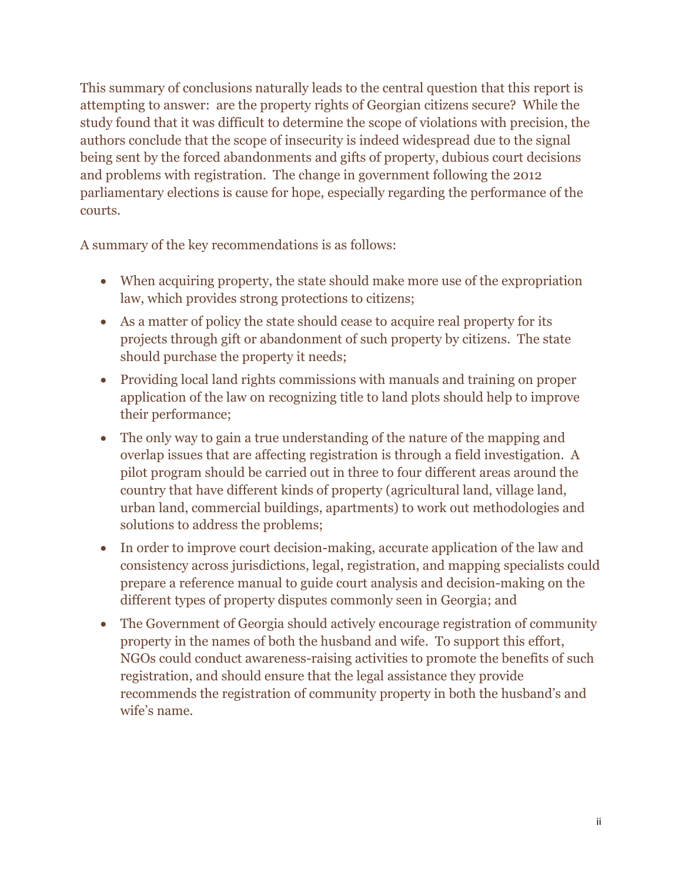This summary of conclusions naturally leads to the central question that this report is attempting to answer: are the property rights of Georgian citizens secure? While the study found that it was difficult to determine the scope of violations with precision, the authors conclude that the scope of insecurity is indeed widespread due to the signal being sent by the forced abandonments and gifts of property, dubious court decisions and problems with registration. The change in government following the 2012 parliamentary elections is cause for hope, especially regarding the performance of the courts.

A summary of the key recommendations is as follows:

- When acquiring property, the state should make more use of the expropriation law, which provides strong protections to citizens;
- As a matter of policy the state should cease to acquire real property for its projects through gift or abandonment of such property by citizens. The state should purchase the property it needs;
- Providing local land rights commissions with manuals and training on proper application of the law on recognizing title to land plots should help to improve their performance;
- The only way to gain a true understanding of the nature of the mapping and overlap issues that are affecting registration is through a field investigation. A pilot program should be carried out in three to four different areas around the country that have different kinds of property (agricultural land, village land, urban land, commercial buildings, apartments) to work out methodologies and solutions to address the problems;
- In order to improve court decision-making, accurate application of the law and consistency across jurisdictions, legal, registration, and mapping specialists could prepare a reference manual to guide court analysis and decision-making on the different types of property disputes commonly seen in Georgia; and
- The Government of Georgia should actively encourage registration of community property in the names of both the husband and wife. To support this effort, NGOs could conduct awareness-raising activities to promote the benefits of such registration, and should ensure that the legal assistance they provide recommends the registration of community property in both the husband's and wife's name.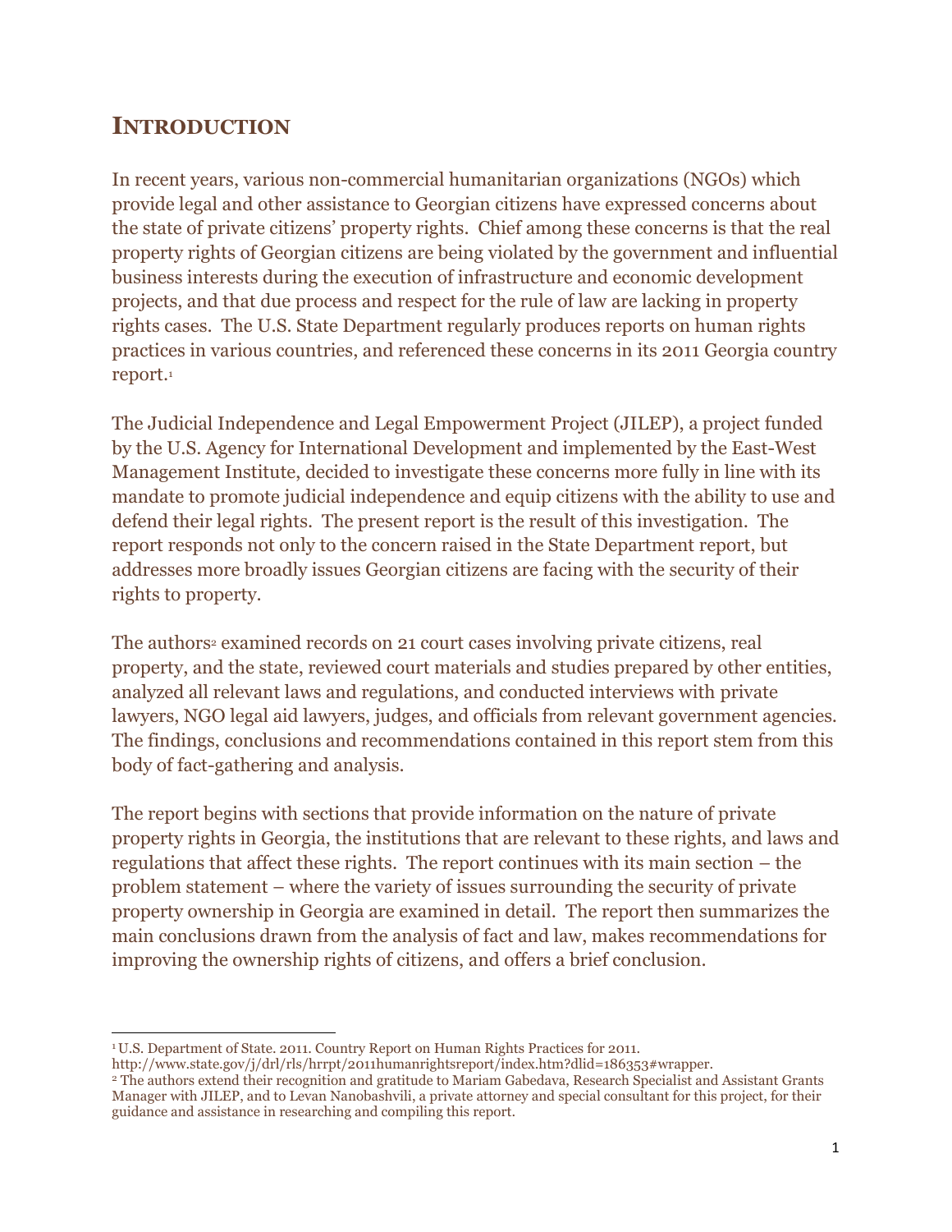# INTRODUCTION

In recent years, various non-commercial humanitarian organizations (NGOs) which provide legal and other assistance to Georgian citizens have expressed concerns about the state of private citizens' property rights. Chief among these concerns is that the real property rights of Georgian citizens are being violated by the government and influential business interests during the execution of infrastructure and economic development projects, and that due process and respect for the rule of law are lacking in property rights cases. The U.S. State Department regularly produces reports on human rights practices in various countries, and referenced these concerns in its 2011 Georgia country report.[1]

The Judicial Independence and Legal Empowerment Project (JILEP), a project funded by the U.S. Agency for International Development and implemented by the East-West Management Institute, decided to investigate these concerns more fully in line with its mandate to promote judicial independence and equip citizens with the ability to use and defend their legal rights. The present report is the result of this investigation. The report responds not only to the concern raised in the State Department report, but addresses more broadly issues Georgian citizens are facing with the security of their rights to property.

The authors[2] examined records on 21 court cases involving private citizens, real property, and the state, reviewed court materials and studies prepared by other entities, analyzed all relevant laws and regulations, and conducted interviews with private lawyers, NGO legal aid lawyers, judges, and officials from relevant government agencies. The findings, conclusions and recommendations contained in this report stem from this body of fact-gathering and analysis.

The report begins with sections that provide information on the nature of private property rights in Georgia, the institutions that are relevant to these rights, and laws and regulations that affect these rights. The report continues with its main section – the problem statement – where the variety of issues surrounding the security of private property ownership in Georgia are examined in detail. The report then summarizes the main conclusions drawn from the analysis of fact and law, makes recommendations for improving the ownership rights of citizens, and offers a brief conclusion.

---

[1] U.S. Department of State. 2011. Country Report on Human Rights Practices for 2011. http://www.state.gov/j/drl/rls/hrrpt/2011humanrightsreport/index.htm?dlid=186353#wrapper.

[2] The authors extend their recognition and gratitude to Mariam Gabedava, Research Specialist and Assistant Grants Manager with JILEP, and to Levan Nanobashvili, a private attorney and special consultant for this project, for their guidance and assistance in researching and compiling this report.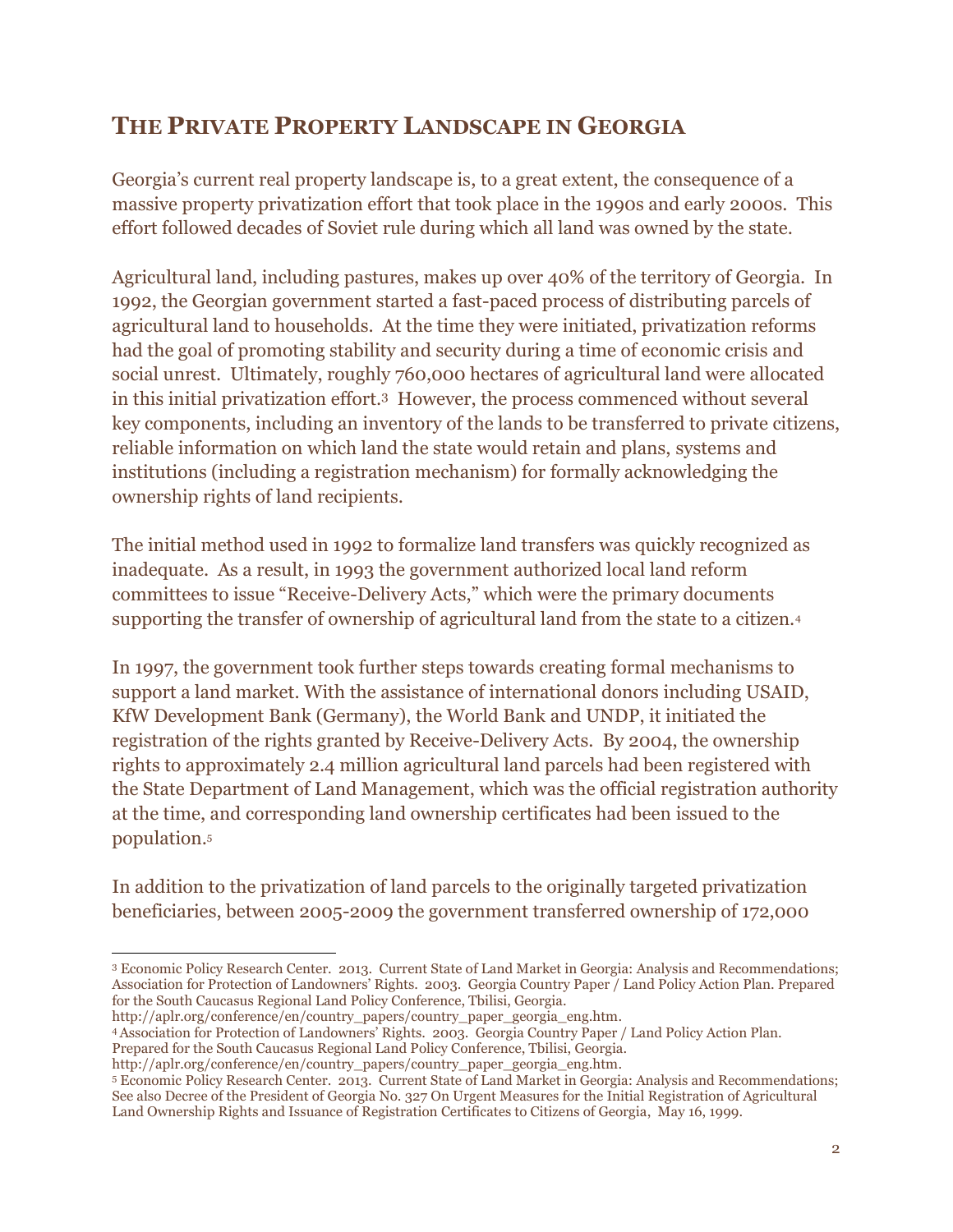## The Private Property Landscape in Georgia

Georgia's current real property landscape is, to a great extent, the consequence of a massive property privatization effort that took place in the 1990s and early 2000s. This effort followed decades of Soviet rule during which all land was owned by the state.

Agricultural land, including pastures, makes up over 40% of the territory of Georgia. In 1992, the Georgian government started a fast-paced process of distributing parcels of agricultural land to households. At the time they were initiated, privatization reforms had the goal of promoting stability and security during a time of economic crisis and social unrest. Ultimately, roughly 760,000 hectares of agricultural land were allocated in this initial privatization effort.[3] However, the process commenced without several key components, including an inventory of the lands to be transferred to private citizens, reliable information on which land the state would retain and plans, systems and institutions (including a registration mechanism) for formally acknowledging the ownership rights of land recipients.

The initial method used in 1992 to formalize land transfers was quickly recognized as inadequate. As a result, in 1993 the government authorized local land reform committees to issue "Receive-Delivery Acts," which were the primary documents supporting the transfer of ownership of agricultural land from the state to a citizen.[4]

In 1997, the government took further steps towards creating formal mechanisms to support a land market. With the assistance of international donors including USAID, KfW Development Bank (Germany), the World Bank and UNDP, it initiated the registration of the rights granted by Receive-Delivery Acts. By 2004, the ownership rights to approximately 2.4 million agricultural land parcels had been registered with the State Department of Land Management, which was the official registration authority at the time, and corresponding land ownership certificates had been issued to the population.[5]

In addition to the privatization of land parcels to the originally targeted privatization beneficiaries, between 2005-2009 the government transferred ownership of 172,000

---

[3] Economic Policy Research Center. 2013. Current State of Land Market in Georgia: Analysis and Recommendations; Association for Protection of Landowners' Rights. 2003. Georgia Country Paper / Land Policy Action Plan. Prepared for the South Caucasus Regional Land Policy Conference, Tbilisi, Georgia. http://aplr.org/conference/en/country_papers/country_paper_georgia_eng.htm.

[4] Association for Protection of Landowners' Rights. 2003. Georgia Country Paper / Land Policy Action Plan. Prepared for the South Caucasus Regional Land Policy Conference, Tbilisi, Georgia. http://aplr.org/conference/en/country_papers/country_paper_georgia_eng.htm.

[5] Economic Policy Research Center. 2013. Current State of Land Market in Georgia: Analysis and Recommendations; See also Decree of the President of Georgia No. 327 On Urgent Measures for the Initial Registration of Agricultural Land Ownership Rights and Issuance of Registration Certificates to Citizens of Georgia, May 16, 1999.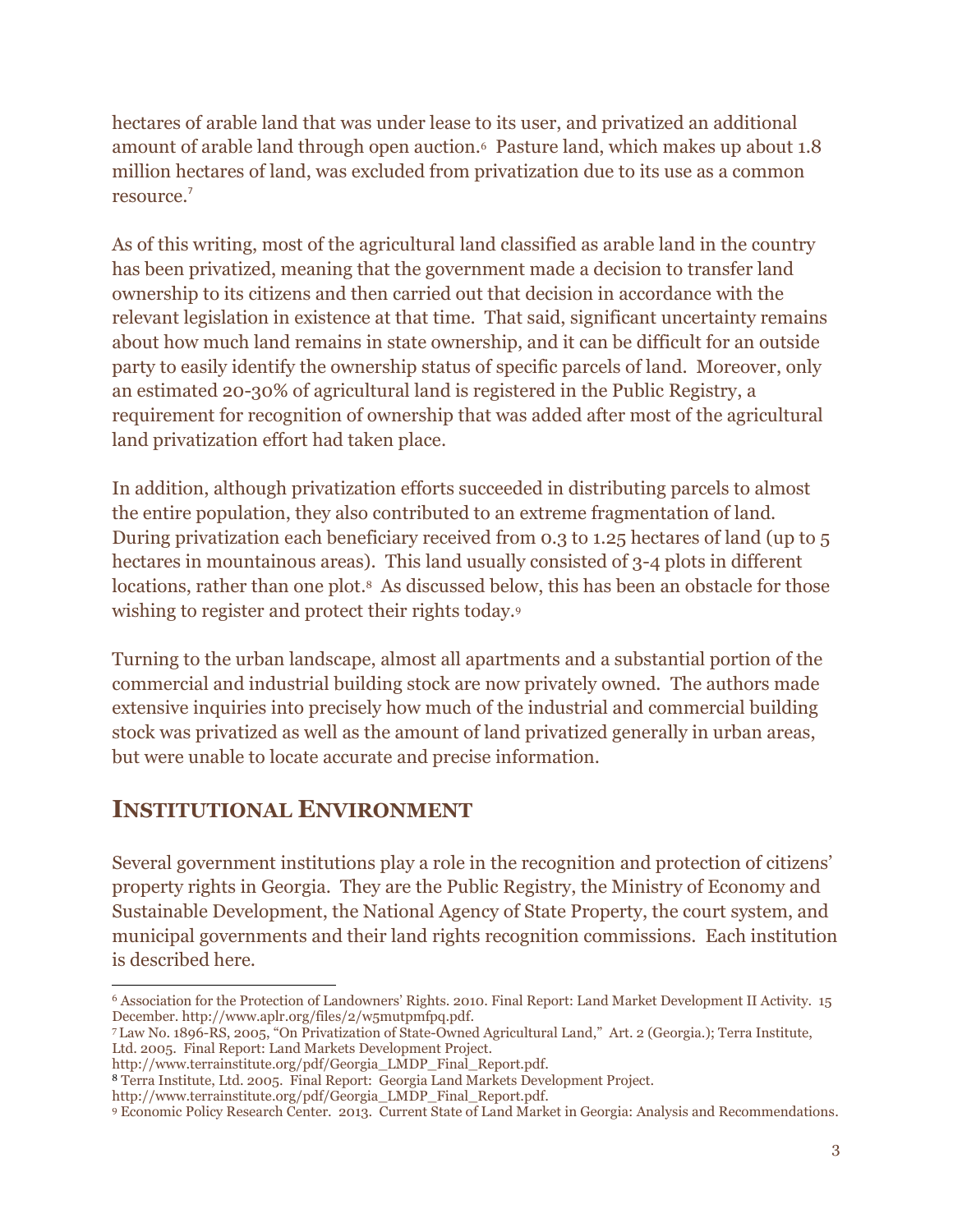hectares of arable land that was under lease to its user, and privatized an additional amount of arable land through open auction.[6] Pasture land, which makes up about 1.8 million hectares of land, was excluded from privatization due to its use as a common resource.[7]

As of this writing, most of the agricultural land classified as arable land in the country has been privatized, meaning that the government made a decision to transfer land ownership to its citizens and then carried out that decision in accordance with the relevant legislation in existence at that time. That said, significant uncertainty remains about how much land remains in state ownership, and it can be difficult for an outside party to easily identify the ownership status of specific parcels of land. Moreover, only an estimated 20-30% of agricultural land is registered in the Public Registry, a requirement for recognition of ownership that was added after most of the agricultural land privatization effort had taken place.

In addition, although privatization efforts succeeded in distributing parcels to almost the entire population, they also contributed to an extreme fragmentation of land. During privatization each beneficiary received from 0.3 to 1.25 hectares of land (up to 5 hectares in mountainous areas). This land usually consisted of 3-4 plots in different locations, rather than one plot.[8] As discussed below, this has been an obstacle for those wishing to register and protect their rights today.[9]

Turning to the urban landscape, almost all apartments and a substantial portion of the commercial and industrial building stock are now privately owned. The authors made extensive inquiries into precisely how much of the industrial and commercial building stock was privatized as well as the amount of land privatized generally in urban areas, but were unable to locate accurate and precise information.

## INSTITUTIONAL ENVIRONMENT

Several government institutions play a role in the recognition and protection of citizens' property rights in Georgia. They are the Public Registry, the Ministry of Economy and Sustainable Development, the National Agency of State Property, the court system, and municipal governments and their land rights recognition commissions. Each institution is described here.

---

[6] Association for the Protection of Landowners' Rights. 2010. Final Report: Land Market Development II Activity. 15 December. http://www.aplr.org/files/2/w5mutpmfpq.pdf.

[7] Law No. 1896-RS, 2005, "On Privatization of State-Owned Agricultural Land," Art. 2 (Georgia.); Terra Institute, Ltd. 2005. Final Report: Land Markets Development Project. http://www.terrainstitute.org/pdf/Georgia_LMDP_Final_Report.pdf.

[8] Terra Institute, Ltd. 2005. Final Report: Georgia Land Markets Development Project. http://www.terrainstitute.org/pdf/Georgia_LMDP_Final_Report.pdf.

[9] Economic Policy Research Center. 2013. Current State of Land Market in Georgia: Analysis and Recommendations.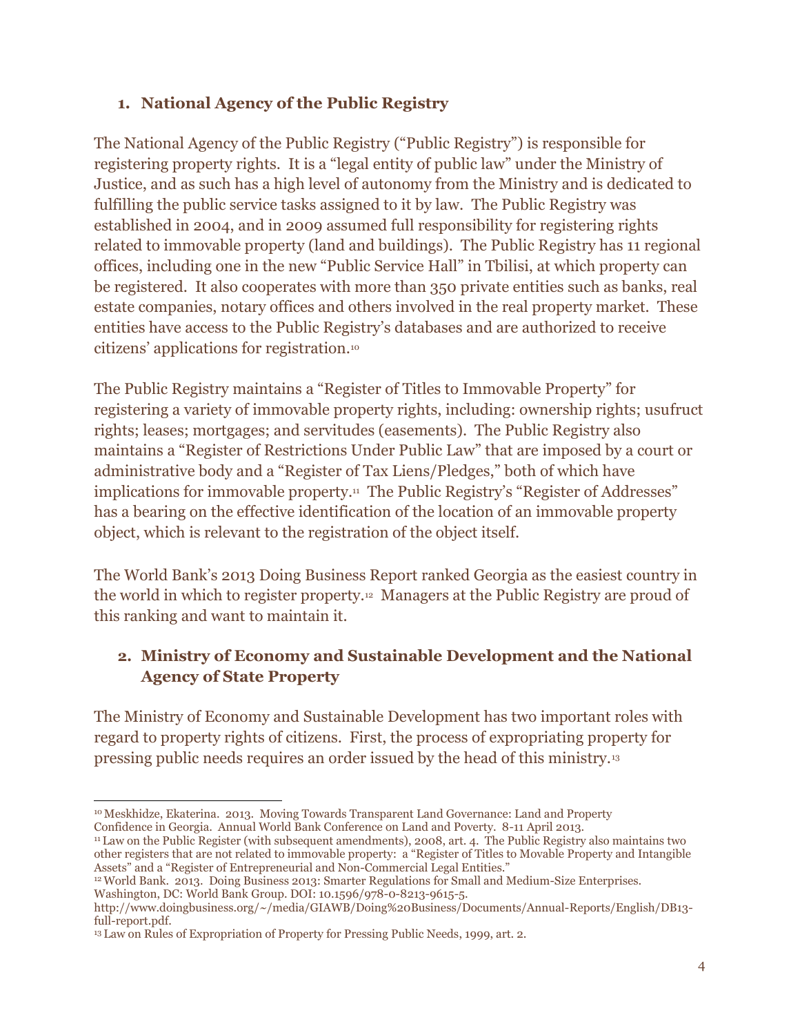## 1. National Agency of the Public Registry

The National Agency of the Public Registry ("Public Registry") is responsible for registering property rights. It is a "legal entity of public law" under the Ministry of Justice, and as such has a high level of autonomy from the Ministry and is dedicated to fulfilling the public service tasks assigned to it by law. The Public Registry was established in 2004, and in 2009 assumed full responsibility for registering rights related to immovable property (land and buildings). The Public Registry has 11 regional offices, including one in the new "Public Service Hall" in Tbilisi, at which property can be registered. It also cooperates with more than 350 private entities such as banks, real estate companies, notary offices and others involved in the real property market. These entities have access to the Public Registry's databases and are authorized to receive citizens' applications for registration.[10]

The Public Registry maintains a "Register of Titles to Immovable Property" for registering a variety of immovable property rights, including: ownership rights; usufruct rights; leases; mortgages; and servitudes (easements). The Public Registry also maintains a "Register of Restrictions Under Public Law" that are imposed by a court or administrative body and a "Register of Tax Liens/Pledges," both of which have implications for immovable property.[11] The Public Registry's "Register of Addresses" has a bearing on the effective identification of the location of an immovable property object, which is relevant to the registration of the object itself.

The World Bank's 2013 Doing Business Report ranked Georgia as the easiest country in the world in which to register property.[12] Managers at the Public Registry are proud of this ranking and want to maintain it.

## 2. Ministry of Economy and Sustainable Development and the National Agency of State Property

The Ministry of Economy and Sustainable Development has two important roles with regard to property rights of citizens. First, the process of expropriating property for pressing public needs requires an order issued by the head of this ministry.[13]

---

[10] Meskhidze, Ekaterina. 2013. Moving Towards Transparent Land Governance: Land and Property Confidence in Georgia. Annual World Bank Conference on Land and Poverty. 8-11 April 2013.

[11] Law on the Public Register (with subsequent amendments), 2008, art. 4. The Public Registry also maintains two other registers that are not related to immovable property: a "Register of Titles to Movable Property and Intangible Assets" and a "Register of Entrepreneurial and Non-Commercial Legal Entities."

[12] World Bank. 2013. Doing Business 2013: Smarter Regulations for Small and Medium-Size Enterprises. Washington, DC: World Bank Group. DOI: 10.1596/978-0-8213-9615-5. http://www.doingbusiness.org/~/media/GIAWB/Doing%20Business/Documents/Annual-Reports/English/DB13-full-report.pdf.

[13] Law on Rules of Expropriation of Property for Pressing Public Needs, 1999, art. 2.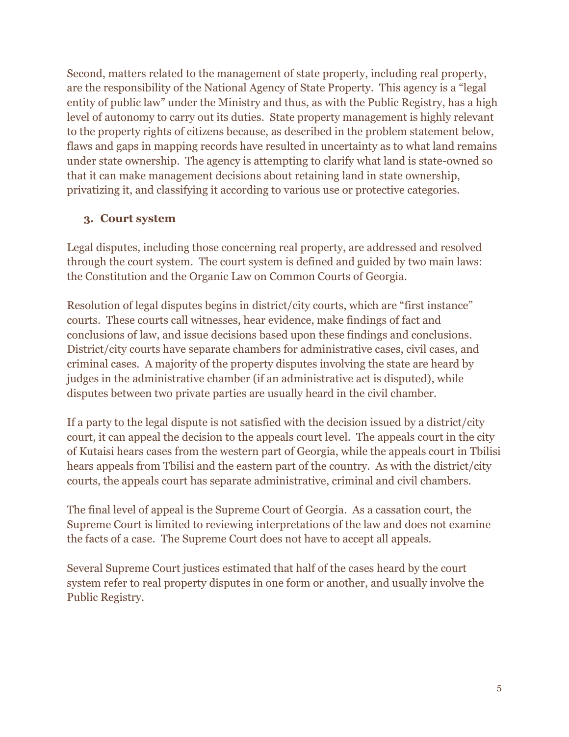Second, matters related to the management of state property, including real property, are the responsibility of the National Agency of State Property. This agency is a "legal entity of public law" under the Ministry and thus, as with the Public Registry, has a high level of autonomy to carry out its duties. State property management is highly relevant to the property rights of citizens because, as described in the problem statement below, flaws and gaps in mapping records have resulted in uncertainty as to what land remains under state ownership. The agency is attempting to clarify what land is state-owned so that it can make management decisions about retaining land in state ownership, privatizing it, and classifying it according to various use or protective categories.

### 3. Court system

Legal disputes, including those concerning real property, are addressed and resolved through the court system. The court system is defined and guided by two main laws: the Constitution and the Organic Law on Common Courts of Georgia.

Resolution of legal disputes begins in district/city courts, which are "first instance" courts. These courts call witnesses, hear evidence, make findings of fact and conclusions of law, and issue decisions based upon these findings and conclusions. District/city courts have separate chambers for administrative cases, civil cases, and criminal cases. A majority of the property disputes involving the state are heard by judges in the administrative chamber (if an administrative act is disputed), while disputes between two private parties are usually heard in the civil chamber.

If a party to the legal dispute is not satisfied with the decision issued by a district/city court, it can appeal the decision to the appeals court level. The appeals court in the city of Kutaisi hears cases from the western part of Georgia, while the appeals court in Tbilisi hears appeals from Tbilisi and the eastern part of the country. As with the district/city courts, the appeals court has separate administrative, criminal and civil chambers.

The final level of appeal is the Supreme Court of Georgia. As a cassation court, the Supreme Court is limited to reviewing interpretations of the law and does not examine the facts of a case. The Supreme Court does not have to accept all appeals.

Several Supreme Court justices estimated that half of the cases heard by the court system refer to real property disputes in one form or another, and usually involve the Public Registry.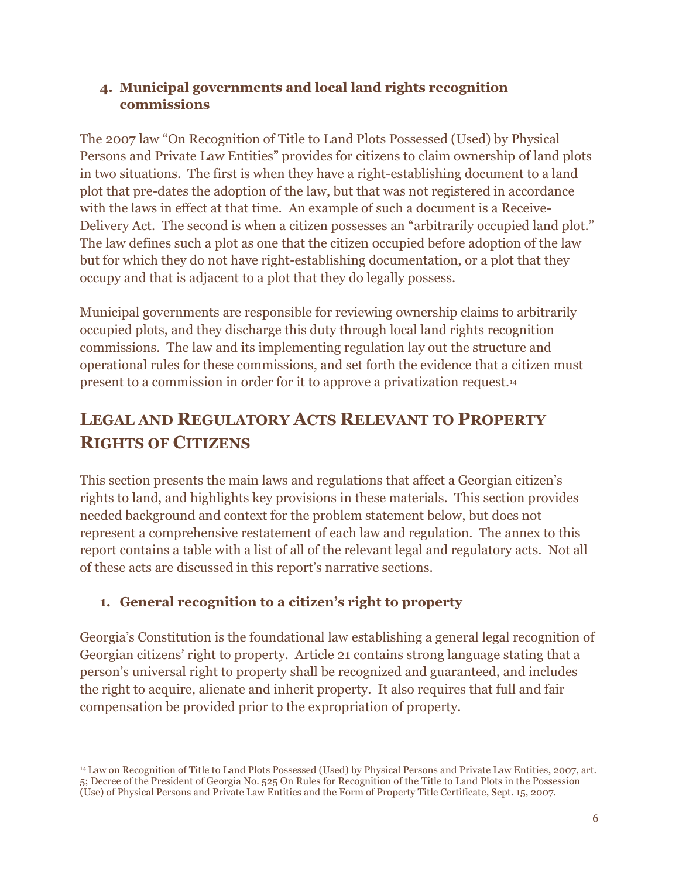### 4. Municipal governments and local land rights recognition commissions

The 2007 law "On Recognition of Title to Land Plots Possessed (Used) by Physical Persons and Private Law Entities" provides for citizens to claim ownership of land plots in two situations. The first is when they have a right-establishing document to a land plot that pre-dates the adoption of the law, but that was not registered in accordance with the laws in effect at that time. An example of such a document is a Receive-Delivery Act. The second is when a citizen possesses an "arbitrarily occupied land plot." The law defines such a plot as one that the citizen occupied before adoption of the law but for which they do not have right-establishing documentation, or a plot that they occupy and that is adjacent to a plot that they do legally possess.

Municipal governments are responsible for reviewing ownership claims to arbitrarily occupied plots, and they discharge this duty through local land rights recognition commissions. The law and its implementing regulation lay out the structure and operational rules for these commissions, and set forth the evidence that a citizen must present to a commission in order for it to approve a privatization request.[14]

## LEGAL AND REGULATORY ACTS RELEVANT TO PROPERTY RIGHTS OF CITIZENS

This section presents the main laws and regulations that affect a Georgian citizen's rights to land, and highlights key provisions in these materials. This section provides needed background and context for the problem statement below, but does not represent a comprehensive restatement of each law and regulation. The annex to this report contains a table with a list of all of the relevant legal and regulatory acts. Not all of these acts are discussed in this report's narrative sections.

### 1. General recognition to a citizen's right to property

Georgia's Constitution is the foundational law establishing a general legal recognition of Georgian citizens' right to property. Article 21 contains strong language stating that a person's universal right to property shall be recognized and guaranteed, and includes the right to acquire, alienate and inherit property. It also requires that full and fair compensation be provided prior to the expropriation of property.

---

[14] Law on Recognition of Title to Land Plots Possessed (Used) by Physical Persons and Private Law Entities, 2007, art. 5; Decree of the President of Georgia No. 525 On Rules for Recognition of the Title to Land Plots in the Possession (Use) of Physical Persons and Private Law Entities and the Form of Property Title Certificate, Sept. 15, 2007.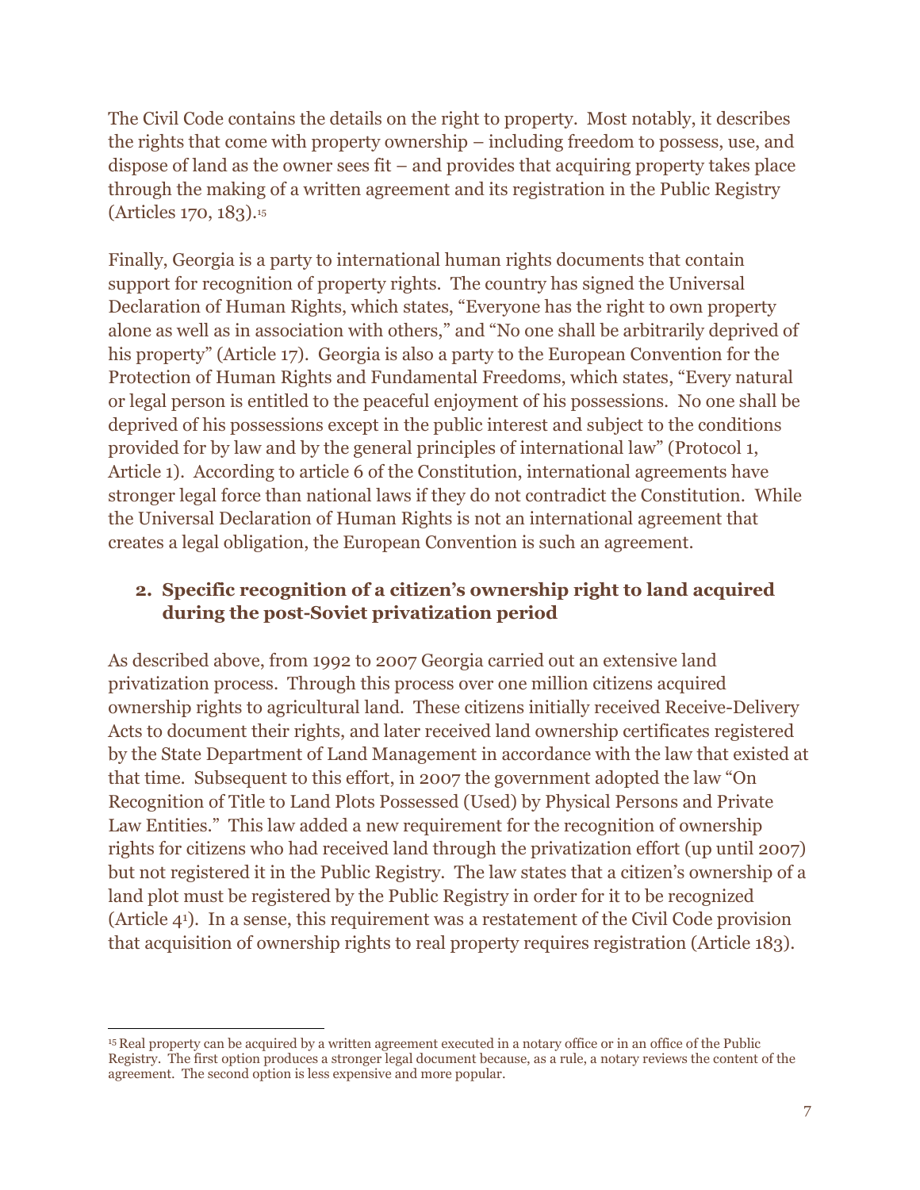The Civil Code contains the details on the right to property. Most notably, it describes the rights that come with property ownership – including freedom to possess, use, and dispose of land as the owner sees fit – and provides that acquiring property takes place through the making of a written agreement and its registration in the Public Registry (Articles 170, 183).[15]

Finally, Georgia is a party to international human rights documents that contain support for recognition of property rights. The country has signed the Universal Declaration of Human Rights, which states, "Everyone has the right to own property alone as well as in association with others," and "No one shall be arbitrarily deprived of his property" (Article 17). Georgia is also a party to the European Convention for the Protection of Human Rights and Fundamental Freedoms, which states, "Every natural or legal person is entitled to the peaceful enjoyment of his possessions. No one shall be deprived of his possessions except in the public interest and subject to the conditions provided for by law and by the general principles of international law" (Protocol 1, Article 1). According to article 6 of the Constitution, international agreements have stronger legal force than national laws if they do not contradict the Constitution. While the Universal Declaration of Human Rights is not an international agreement that creates a legal obligation, the European Convention is such an agreement.

### 2. Specific recognition of a citizen's ownership right to land acquired during the post-Soviet privatization period

As described above, from 1992 to 2007 Georgia carried out an extensive land privatization process. Through this process over one million citizens acquired ownership rights to agricultural land. These citizens initially received Receive-Delivery Acts to document their rights, and later received land ownership certificates registered by the State Department of Land Management in accordance with the law that existed at that time. Subsequent to this effort, in 2007 the government adopted the law "On Recognition of Title to Land Plots Possessed (Used) by Physical Persons and Private Law Entities." This law added a new requirement for the recognition of ownership rights for citizens who had received land through the privatization effort (up until 2007) but not registered it in the Public Registry. The law states that a citizen's ownership of a land plot must be registered by the Public Registry in order for it to be recognized (Article 4[1]). In a sense, this requirement was a restatement of the Civil Code provision that acquisition of ownership rights to real property requires registration (Article 183).

---

[15] Real property can be acquired by a written agreement executed in a notary office or in an office of the Public Registry. The first option produces a stronger legal document because, as a rule, a notary reviews the content of the agreement. The second option is less expensive and more popular.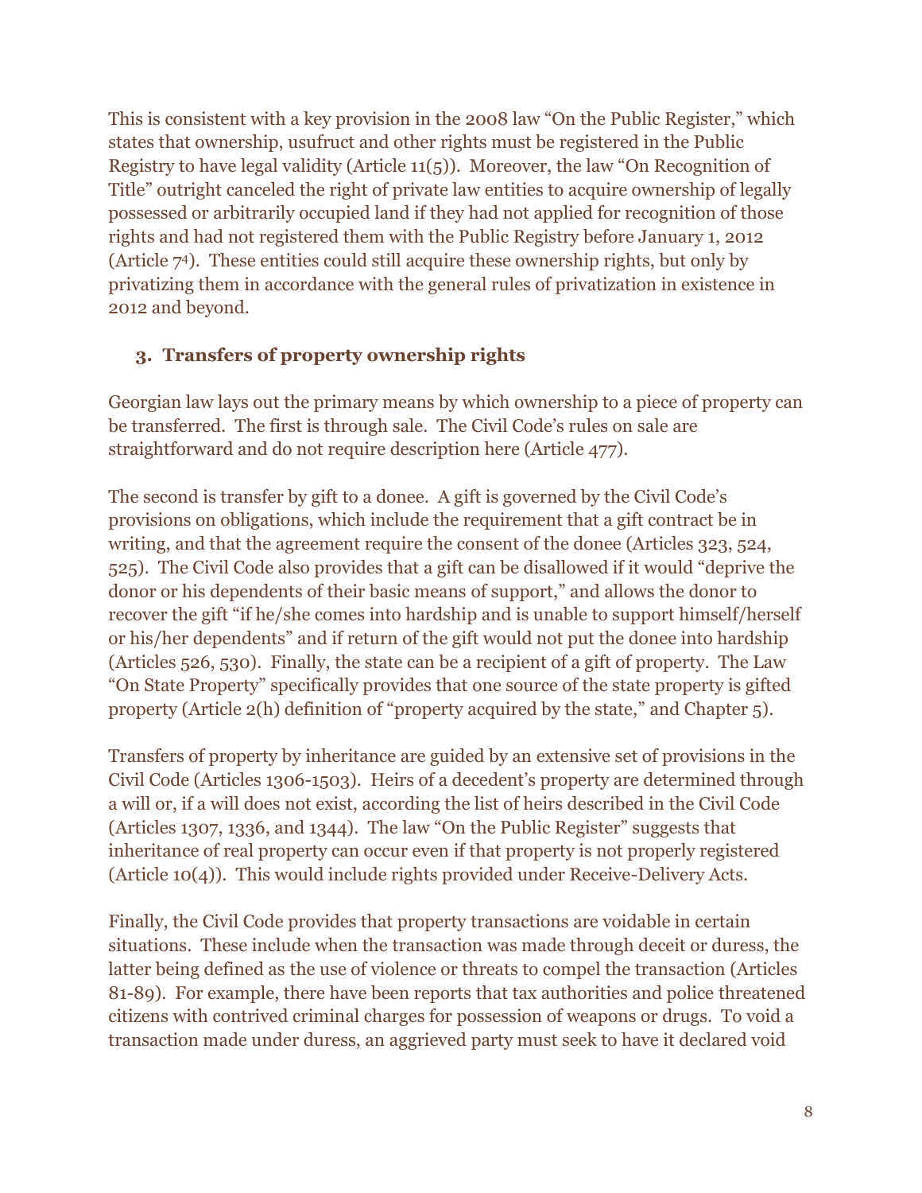This is consistent with a key provision in the 2008 law "On the Public Register," which states that ownership, usufruct and other rights must be registered in the Public Registry to have legal validity (Article 11(5)). Moreover, the law "On Recognition of Title" outright canceled the right of private law entities to acquire ownership of legally possessed or arbitrarily occupied land if they had not applied for recognition of those rights and had not registered them with the Public Registry before January 1, 2012 (Article 7[4]). These entities could still acquire these ownership rights, but only by privatizing them in accordance with the general rules of privatization in existence in 2012 and beyond.

### 3. Transfers of property ownership rights

Georgian law lays out the primary means by which ownership to a piece of property can be transferred. The first is through sale. The Civil Code's rules on sale are straightforward and do not require description here (Article 477).

The second is transfer by gift to a donee. A gift is governed by the Civil Code's provisions on obligations, which include the requirement that a gift contract be in writing, and that the agreement require the consent of the donee (Articles 323, 524, 525). The Civil Code also provides that a gift can be disallowed if it would "deprive the donor or his dependents of their basic means of support," and allows the donor to recover the gift "if he/she comes into hardship and is unable to support himself/herself or his/her dependents" and if return of the gift would not put the donee into hardship (Articles 526, 530). Finally, the state can be a recipient of a gift of property. The Law "On State Property" specifically provides that one source of the state property is gifted property (Article 2(h) definition of "property acquired by the state," and Chapter 5).

Transfers of property by inheritance are guided by an extensive set of provisions in the Civil Code (Articles 1306-1503). Heirs of a decedent's property are determined through a will or, if a will does not exist, according the list of heirs described in the Civil Code (Articles 1307, 1336, and 1344). The law "On the Public Register" suggests that inheritance of real property can occur even if that property is not properly registered (Article 10(4)). This would include rights provided under Receive-Delivery Acts.

Finally, the Civil Code provides that property transactions are voidable in certain situations. These include when the transaction was made through deceit or duress, the latter being defined as the use of violence or threats to compel the transaction (Articles 81-89). For example, there have been reports that tax authorities and police threatened citizens with contrived criminal charges for possession of weapons or drugs. To void a transaction made under duress, an aggrieved party must seek to have it declared void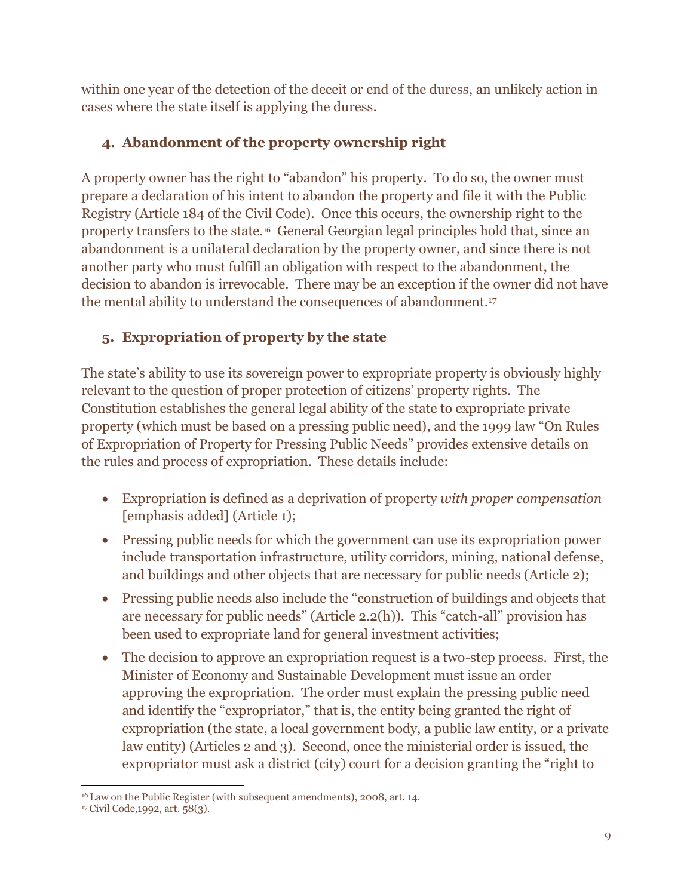within one year of the detection of the deceit or end of the duress, an unlikely action in cases where the state itself is applying the duress.

### 4. Abandonment of the property ownership right

A property owner has the right to "abandon" his property. To do so, the owner must prepare a declaration of his intent to abandon the property and file it with the Public Registry (Article 184 of the Civil Code). Once this occurs, the ownership right to the property transfers to the state.[16] General Georgian legal principles hold that, since an abandonment is a unilateral declaration by the property owner, and since there is not another party who must fulfill an obligation with respect to the abandonment, the decision to abandon is irrevocable. There may be an exception if the owner did not have the mental ability to understand the consequences of abandonment.[17]

### 5. Expropriation of property by the state

The state's ability to use its sovereign power to expropriate property is obviously highly relevant to the question of proper protection of citizens' property rights. The Constitution establishes the general legal ability of the state to expropriate private property (which must be based on a pressing public need), and the 1999 law "On Rules of Expropriation of Property for Pressing Public Needs" provides extensive details on the rules and process of expropriation. These details include:

- Expropriation is defined as a deprivation of property *with proper compensation* [emphasis added] (Article 1);
- Pressing public needs for which the government can use its expropriation power include transportation infrastructure, utility corridors, mining, national defense, and buildings and other objects that are necessary for public needs (Article 2);
- Pressing public needs also include the "construction of buildings and objects that are necessary for public needs" (Article 2.2(h)). This "catch-all" provision has been used to expropriate land for general investment activities;
- The decision to approve an expropriation request is a two-step process. First, the Minister of Economy and Sustainable Development must issue an order approving the expropriation. The order must explain the pressing public need and identify the "expropriator," that is, the entity being granted the right of expropriation (the state, a local government body, a public law entity, or a private law entity) (Articles 2 and 3). Second, once the ministerial order is issued, the expropriator must ask a district (city) court for a decision granting the "right to

[16] Law on the Public Register (with subsequent amendments), 2008, art. 14.

[17] Civil Code,1992, art. 58(3).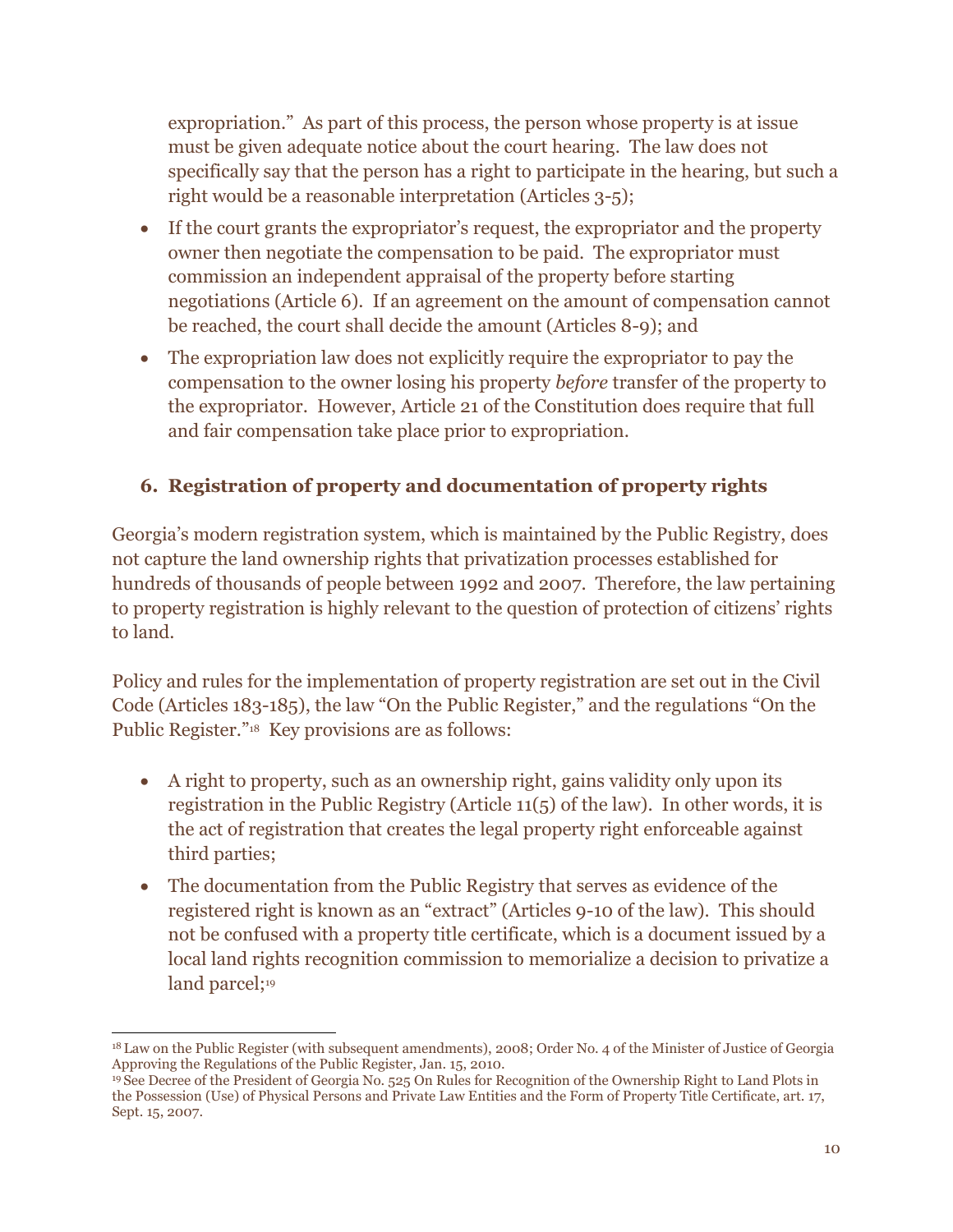expropriation." As part of this process, the person whose property is at issue must be given adequate notice about the court hearing. The law does not specifically say that the person has a right to participate in the hearing, but such a right would be a reasonable interpretation (Articles 3-5);

- If the court grants the expropriator's request, the expropriator and the property owner then negotiate the compensation to be paid. The expropriator must commission an independent appraisal of the property before starting negotiations (Article 6). If an agreement on the amount of compensation cannot be reached, the court shall decide the amount (Articles 8-9); and
- The expropriation law does not explicitly require the expropriator to pay the compensation to the owner losing his property *before* transfer of the property to the expropriator. However, Article 21 of the Constitution does require that full and fair compensation take place prior to expropriation.

### 6. Registration of property and documentation of property rights

Georgia's modern registration system, which is maintained by the Public Registry, does not capture the land ownership rights that privatization processes established for hundreds of thousands of people between 1992 and 2007. Therefore, the law pertaining to property registration is highly relevant to the question of protection of citizens' rights to land.

Policy and rules for the implementation of property registration are set out in the Civil Code (Articles 183-185), the law "On the Public Register," and the regulations "On the Public Register."[18] Key provisions are as follows:

- A right to property, such as an ownership right, gains validity only upon its registration in the Public Registry (Article 11(5) of the law). In other words, it is the act of registration that creates the legal property right enforceable against third parties;
- The documentation from the Public Registry that serves as evidence of the registered right is known as an "extract" (Articles 9-10 of the law). This should not be confused with a property title certificate, which is a document issued by a local land rights recognition commission to memorialize a decision to privatize a land parcel;[19]

---

[18] Law on the Public Register (with subsequent amendments), 2008; Order No. 4 of the Minister of Justice of Georgia Approving the Regulations of the Public Register, Jan. 15, 2010.

[19] See Decree of the President of Georgia No. 525 On Rules for Recognition of the Ownership Right to Land Plots in the Possession (Use) of Physical Persons and Private Law Entities and the Form of Property Title Certificate, art. 17, Sept. 15, 2007.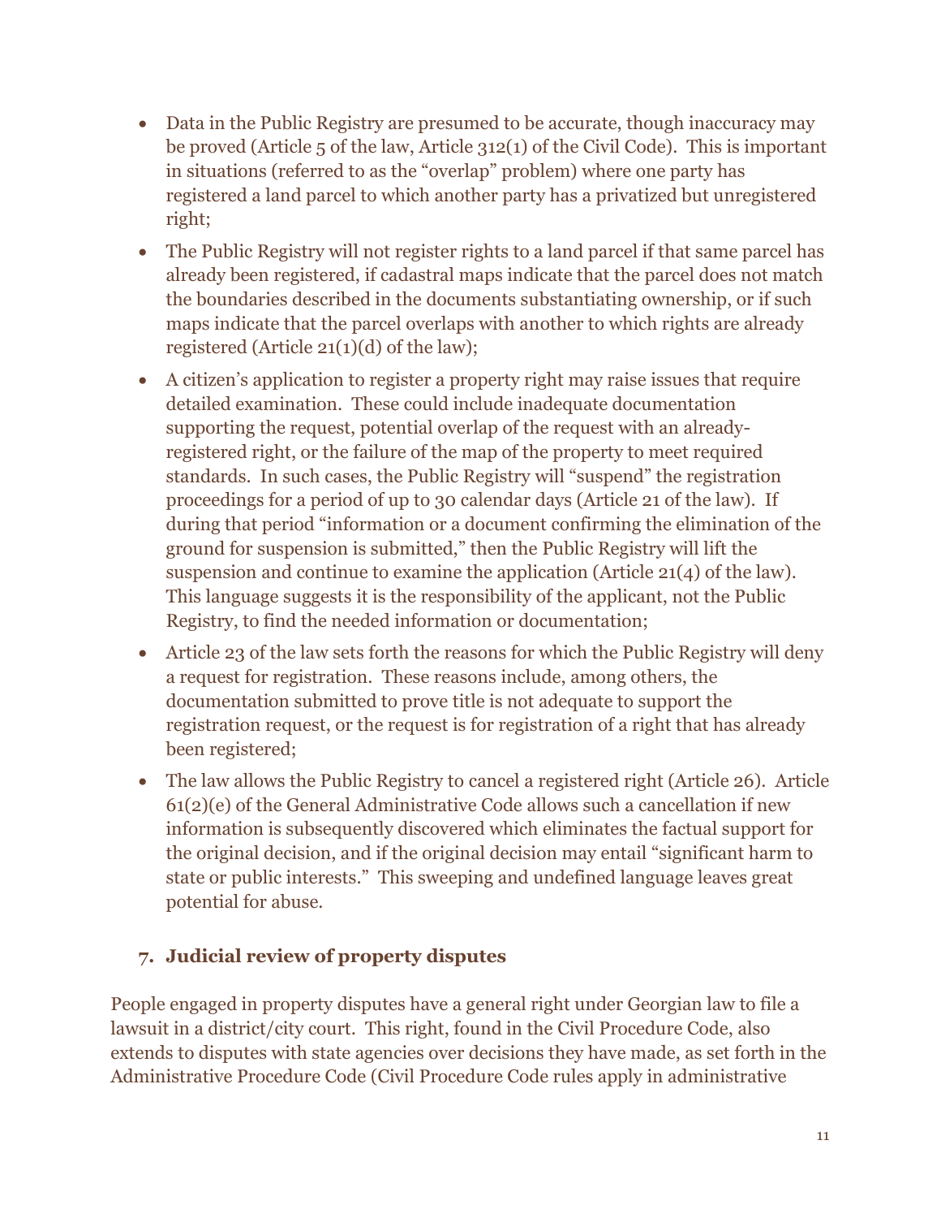- Data in the Public Registry are presumed to be accurate, though inaccuracy may be proved (Article 5 of the law, Article 312(1) of the Civil Code). This is important in situations (referred to as the "overlap" problem) where one party has registered a land parcel to which another party has a privatized but unregistered right;
- The Public Registry will not register rights to a land parcel if that same parcel has already been registered, if cadastral maps indicate that the parcel does not match the boundaries described in the documents substantiating ownership, or if such maps indicate that the parcel overlaps with another to which rights are already registered (Article 21(1)(d) of the law);
- A citizen's application to register a property right may raise issues that require detailed examination. These could include inadequate documentation supporting the request, potential overlap of the request with an already-registered right, or the failure of the map of the property to meet required standards. In such cases, the Public Registry will "suspend" the registration proceedings for a period of up to 30 calendar days (Article 21 of the law). If during that period "information or a document confirming the elimination of the ground for suspension is submitted," then the Public Registry will lift the suspension and continue to examine the application (Article 21(4) of the law). This language suggests it is the responsibility of the applicant, not the Public Registry, to find the needed information or documentation;
- Article 23 of the law sets forth the reasons for which the Public Registry will deny a request for registration. These reasons include, among others, the documentation submitted to prove title is not adequate to support the registration request, or the request is for registration of a right that has already been registered;
- The law allows the Public Registry to cancel a registered right (Article 26). Article 61(2)(e) of the General Administrative Code allows such a cancellation if new information is subsequently discovered which eliminates the factual support for the original decision, and if the original decision may entail "significant harm to state or public interests." This sweeping and undefined language leaves great potential for abuse.

### 7. Judicial review of property disputes

People engaged in property disputes have a general right under Georgian law to file a lawsuit in a district/city court. This right, found in the Civil Procedure Code, also extends to disputes with state agencies over decisions they have made, as set forth in the Administrative Procedure Code (Civil Procedure Code rules apply in administrative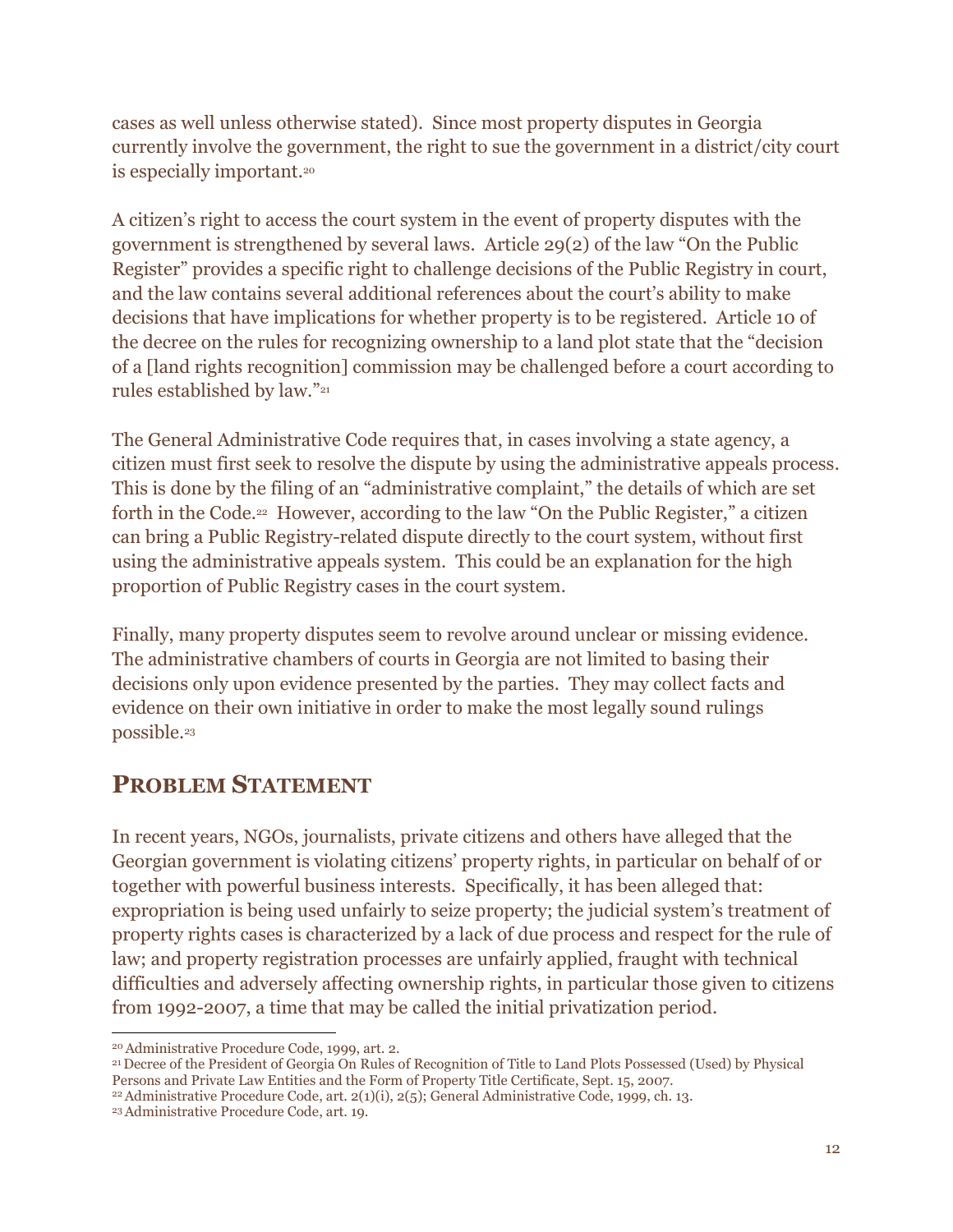cases as well unless otherwise stated). Since most property disputes in Georgia currently involve the government, the right to sue the government in a district/city court is especially important.[20]

A citizen's right to access the court system in the event of property disputes with the government is strengthened by several laws. Article 29(2) of the law "On the Public Register" provides a specific right to challenge decisions of the Public Registry in court, and the law contains several additional references about the court's ability to make decisions that have implications for whether property is to be registered. Article 10 of the decree on the rules for recognizing ownership to a land plot state that the "decision of a [land rights recognition] commission may be challenged before a court according to rules established by law."[21]

The General Administrative Code requires that, in cases involving a state agency, a citizen must first seek to resolve the dispute by using the administrative appeals process. This is done by the filing of an "administrative complaint," the details of which are set forth in the Code.[22] However, according to the law "On the Public Register," a citizen can bring a Public Registry-related dispute directly to the court system, without first using the administrative appeals system. This could be an explanation for the high proportion of Public Registry cases in the court system.

Finally, many property disputes seem to revolve around unclear or missing evidence. The administrative chambers of courts in Georgia are not limited to basing their decisions only upon evidence presented by the parties. They may collect facts and evidence on their own initiative in order to make the most legally sound rulings possible.[23]

## PROBLEM STATEMENT

In recent years, NGOs, journalists, private citizens and others have alleged that the Georgian government is violating citizens' property rights, in particular on behalf of or together with powerful business interests. Specifically, it has been alleged that: expropriation is being used unfairly to seize property; the judicial system's treatment of property rights cases is characterized by a lack of due process and respect for the rule of law; and property registration processes are unfairly applied, fraught with technical difficulties and adversely affecting ownership rights, in particular those given to citizens from 1992-2007, a time that may be called the initial privatization period.

---

[20] Administrative Procedure Code, 1999, art. 2.

[21] Decree of the President of Georgia On Rules of Recognition of Title to Land Plots Possessed (Used) by Physical Persons and Private Law Entities and the Form of Property Title Certificate, Sept. 15, 2007.

[22] Administrative Procedure Code, art. 2(1)(i), 2(5); General Administrative Code, 1999, ch. 13.

[23] Administrative Procedure Code, art. 19.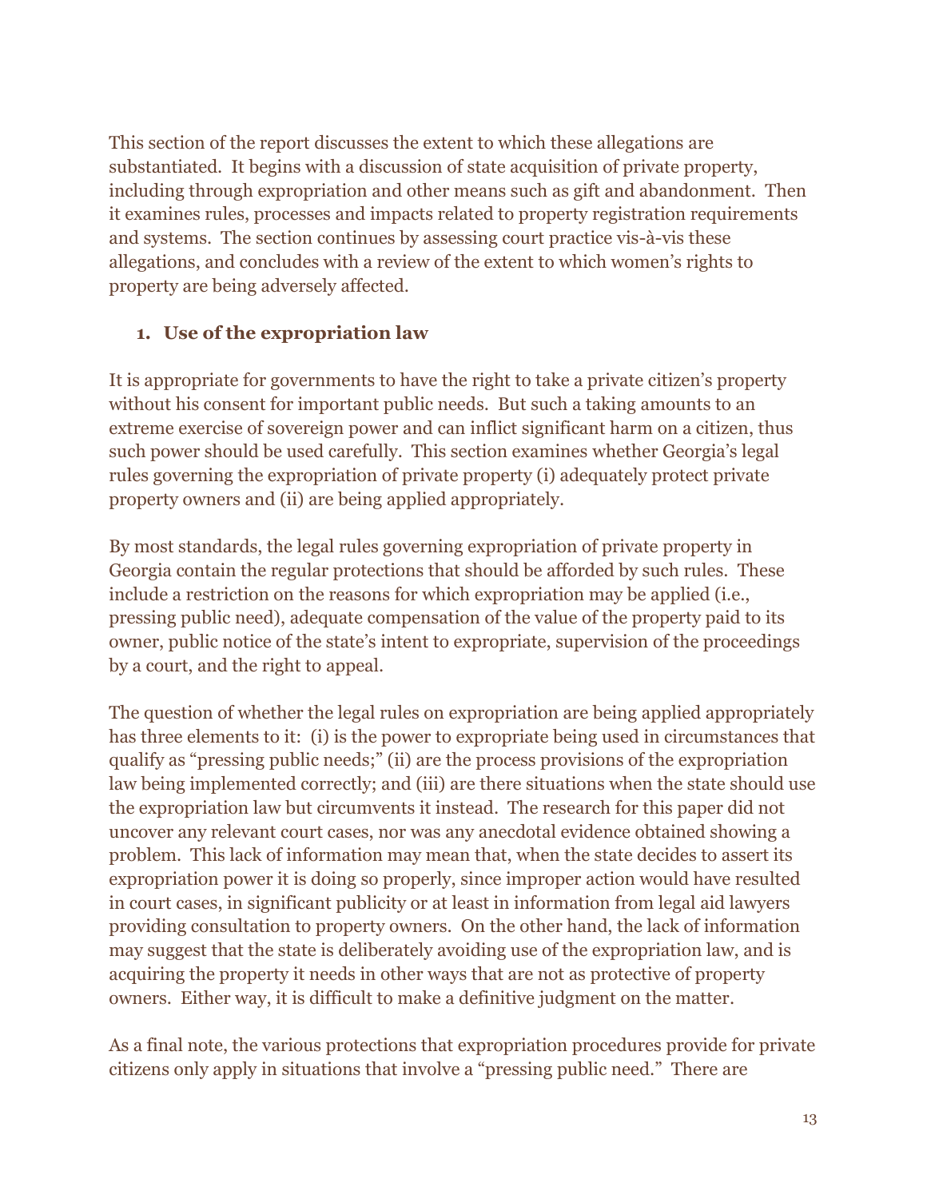This section of the report discusses the extent to which these allegations are substantiated. It begins with a discussion of state acquisition of private property, including through expropriation and other means such as gift and abandonment. Then it examines rules, processes and impacts related to property registration requirements and systems. The section continues by assessing court practice vis-à-vis these allegations, and concludes with a review of the extent to which women's rights to property are being adversely affected.

### 1. Use of the expropriation law

It is appropriate for governments to have the right to take a private citizen's property without his consent for important public needs. But such a taking amounts to an extreme exercise of sovereign power and can inflict significant harm on a citizen, thus such power should be used carefully. This section examines whether Georgia's legal rules governing the expropriation of private property (i) adequately protect private property owners and (ii) are being applied appropriately.

By most standards, the legal rules governing expropriation of private property in Georgia contain the regular protections that should be afforded by such rules. These include a restriction on the reasons for which expropriation may be applied (i.e., pressing public need), adequate compensation of the value of the property paid to its owner, public notice of the state's intent to expropriate, supervision of the proceedings by a court, and the right to appeal.

The question of whether the legal rules on expropriation are being applied appropriately has three elements to it: (i) is the power to expropriate being used in circumstances that qualify as "pressing public needs;" (ii) are the process provisions of the expropriation law being implemented correctly; and (iii) are there situations when the state should use the expropriation law but circumvents it instead. The research for this paper did not uncover any relevant court cases, nor was any anecdotal evidence obtained showing a problem. This lack of information may mean that, when the state decides to assert its expropriation power it is doing so properly, since improper action would have resulted in court cases, in significant publicity or at least in information from legal aid lawyers providing consultation to property owners. On the other hand, the lack of information may suggest that the state is deliberately avoiding use of the expropriation law, and is acquiring the property it needs in other ways that are not as protective of property owners. Either way, it is difficult to make a definitive judgment on the matter.

As a final note, the various protections that expropriation procedures provide for private citizens only apply in situations that involve a "pressing public need." There are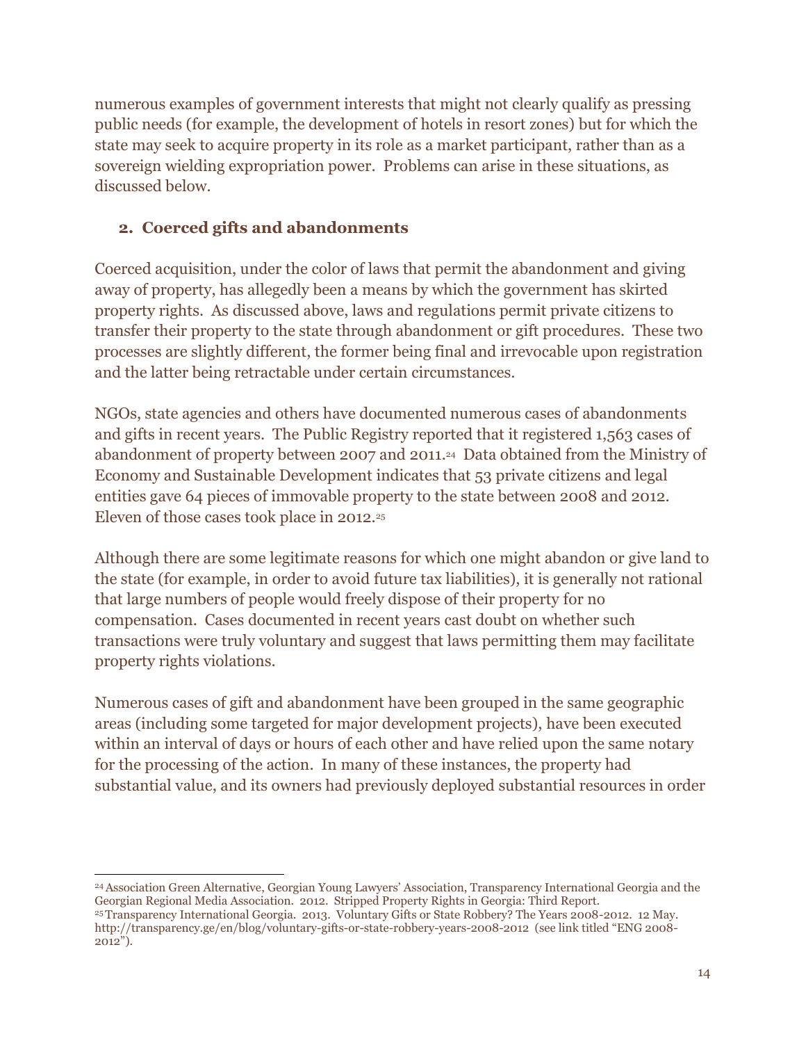numerous examples of government interests that might not clearly qualify as pressing public needs (for example, the development of hotels in resort zones) but for which the state may seek to acquire property in its role as a market participant, rather than as a sovereign wielding expropriation power. Problems can arise in these situations, as discussed below.

### 2. Coerced gifts and abandonments

Coerced acquisition, under the color of laws that permit the abandonment and giving away of property, has allegedly been a means by which the government has skirted property rights. As discussed above, laws and regulations permit private citizens to transfer their property to the state through abandonment or gift procedures. These two processes are slightly different, the former being final and irrevocable upon registration and the latter being retractable under certain circumstances.

NGOs, state agencies and others have documented numerous cases of abandonments and gifts in recent years. The Public Registry reported that it registered 1,563 cases of abandonment of property between 2007 and 2011.[24] Data obtained from the Ministry of Economy and Sustainable Development indicates that 53 private citizens and legal entities gave 64 pieces of immovable property to the state between 2008 and 2012. Eleven of those cases took place in 2012.[25]

Although there are some legitimate reasons for which one might abandon or give land to the state (for example, in order to avoid future tax liabilities), it is generally not rational that large numbers of people would freely dispose of their property for no compensation. Cases documented in recent years cast doubt on whether such transactions were truly voluntary and suggest that laws permitting them may facilitate property rights violations.

Numerous cases of gift and abandonment have been grouped in the same geographic areas (including some targeted for major development projects), have been executed within an interval of days or hours of each other and have relied upon the same notary for the processing of the action. In many of these instances, the property had substantial value, and its owners had previously deployed substantial resources in order

---

[24] Association Green Alternative, Georgian Young Lawyers' Association, Transparency International Georgia and the Georgian Regional Media Association. 2012. Stripped Property Rights in Georgia: Third Report.

[25] Transparency International Georgia. 2013. Voluntary Gifts or State Robbery? The Years 2008-2012. 12 May. http://transparency.ge/en/blog/voluntary-gifts-or-state-robbery-years-2008-2012 (see link titled "ENG 2008-2012").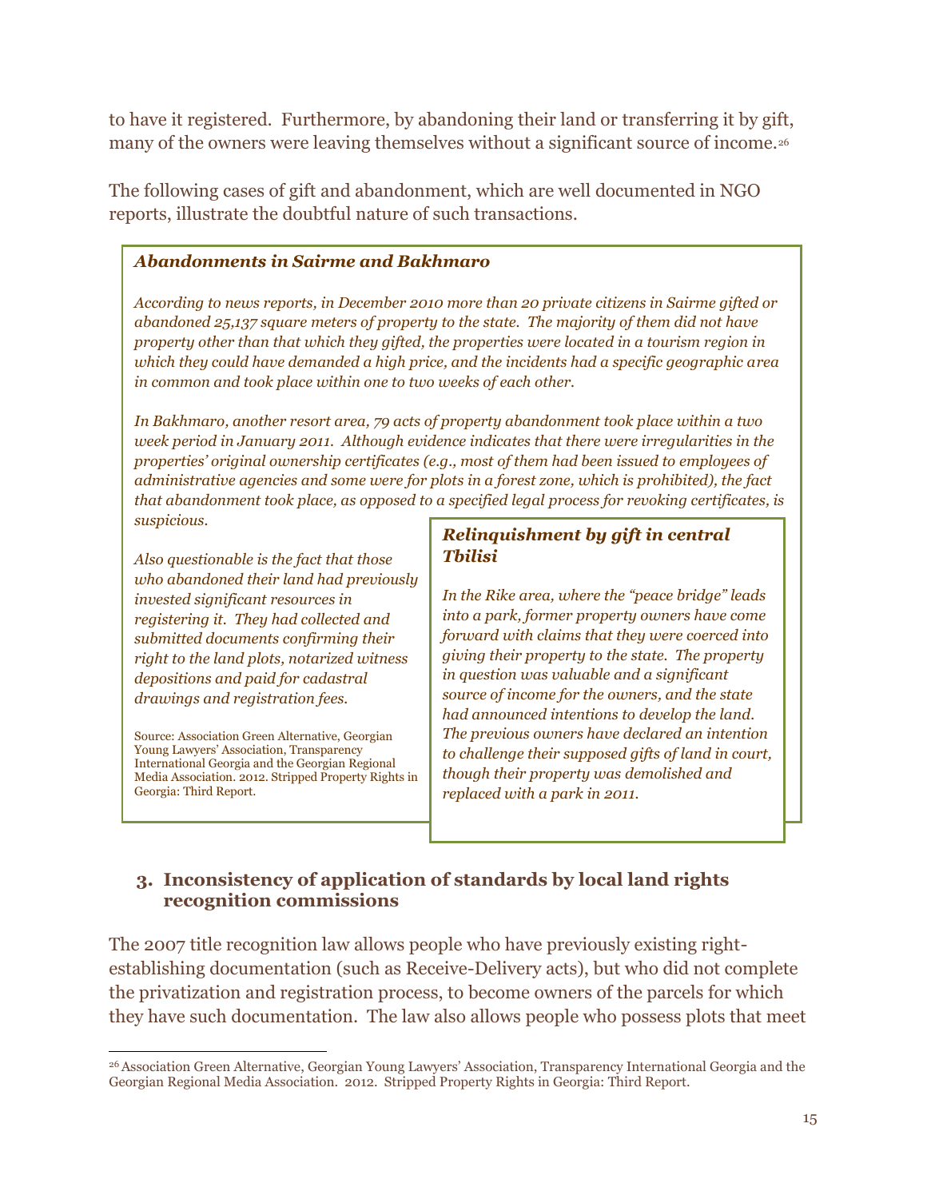to have it registered. Furthermore, by abandoning their land or transferring it by gift, many of the owners were leaving themselves without a significant source of income.[26]

The following cases of gift and abandonment, which are well documented in NGO reports, illustrate the doubtful nature of such transactions.

***Abandonments in Sairme and Bakhmaro***

*According to news reports, in December 2010 more than 20 private citizens in Sairme gifted or abandoned 25,137 square meters of property to the state. The majority of them did not have property other than that which they gifted, the properties were located in a tourism region in which they could have demanded a high price, and the incidents had a specific geographic area in common and took place within one to two weeks of each other.*

*In Bakhmaro, another resort area, 79 acts of property abandonment took place within a two week period in January 2011. Although evidence indicates that there were irregularities in the properties' original ownership certificates (e.g., most of them had been issued to employees of administrative agencies and some were for plots in a forest zone, which is prohibited), the fact that abandonment took place, as opposed to a specified legal process for revoking certificates, is suspicious.*

*Also questionable is the fact that those who abandoned their land had previously invested significant resources in registering it. They had collected and submitted documents confirming their right to the land plots, notarized witness depositions and paid for cadastral drawings and registration fees.*

Source: Association Green Alternative, Georgian Young Lawyers' Association, Transparency International Georgia and the Georgian Regional Media Association. 2012. Stripped Property Rights in Georgia: Third Report.

***Relinquishment by gift in central Tbilisi***

*In the Rike area, where the "peace bridge" leads into a park, former property owners have come forward with claims that they were coerced into giving their property to the state. The property in question was valuable and a significant source of income for the owners, and the state had announced intentions to develop the land. The previous owners have declared an intention to challenge their supposed gifts of land in court, though their property was demolished and replaced with a park in 2011.*

### 3. Inconsistency of application of standards by local land rights recognition commissions

The 2007 title recognition law allows people who have previously existing right-establishing documentation (such as Receive-Delivery acts), but who did not complete the privatization and registration process, to become owners of the parcels for which they have such documentation. The law also allows people who possess plots that meet

[26] Association Green Alternative, Georgian Young Lawyers' Association, Transparency International Georgia and the Georgian Regional Media Association. 2012. Stripped Property Rights in Georgia: Third Report.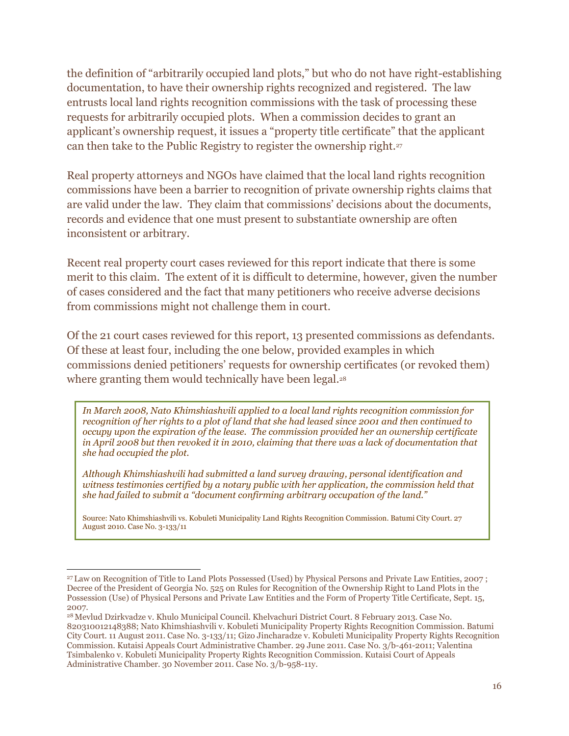the definition of "arbitrarily occupied land plots," but who do not have right-establishing documentation, to have their ownership rights recognized and registered. The law entrusts local land rights recognition commissions with the task of processing these requests for arbitrarily occupied plots. When a commission decides to grant an applicant's ownership request, it issues a "property title certificate" that the applicant can then take to the Public Registry to register the ownership right.[27]

Real property attorneys and NGOs have claimed that the local land rights recognition commissions have been a barrier to recognition of private ownership rights claims that are valid under the law. They claim that commissions' decisions about the documents, records and evidence that one must present to substantiate ownership are often inconsistent or arbitrary.

Recent real property court cases reviewed for this report indicate that there is some merit to this claim. The extent of it is difficult to determine, however, given the number of cases considered and the fact that many petitioners who receive adverse decisions from commissions might not challenge them in court.

Of the 21 court cases reviewed for this report, 13 presented commissions as defendants. Of these at least four, including the one below, provided examples in which commissions denied petitioners' requests for ownership certificates (or revoked them) where granting them would technically have been legal.[28]

> *In March 2008, Nato Khimshiashvili applied to a local land rights recognition commission for recognition of her rights to a plot of land that she had leased since 2001 and then continued to occupy upon the expiration of the lease. The commission provided her an ownership certificate in April 2008 but then revoked it in 2010, claiming that there was a lack of documentation that she had occupied the plot.*
>
> *Although Khimshiashvili had submitted a land survey drawing, personal identification and witness testimonies certified by a notary public with her application, the commission held that she had failed to submit a "document confirming arbitrary occupation of the land."*
>
> Source: Nato Khimshiashvili vs. Kobuleti Municipality Land Rights Recognition Commission. Batumi City Court. 27 August 2010. Case No. 3-133/11

[27] Law on Recognition of Title to Land Plots Possessed (Used) by Physical Persons and Private Law Entities, 2007 ; Decree of the President of Georgia No. 525 on Rules for Recognition of the Ownership Right to Land Plots in the Possession (Use) of Physical Persons and Private Law Entities and the Form of Property Title Certificate, Sept. 15, 2007.

[28] Mevlud Dzirkvadze v. Khulo Municipal Council. Khelvachuri District Court. 8 February 2013. Case No. 820310012148388; Nato Khimshiashvili v. Kobuleti Municipality Property Rights Recognition Commission. Batumi City Court. 11 August 2011. Case No. 3-133/11; Gizo Jincharadze v. Kobuleti Municipality Property Rights Recognition Commission. Kutaisi Appeals Court Administrative Chamber. 29 June 2011. Case No. 3/b-461-2011; Valentina Tsimbalenko v. Kobuleti Municipality Property Rights Recognition Commission. Kutaisi Court of Appeals Administrative Chamber. 30 November 2011. Case No. 3/b-958-11y.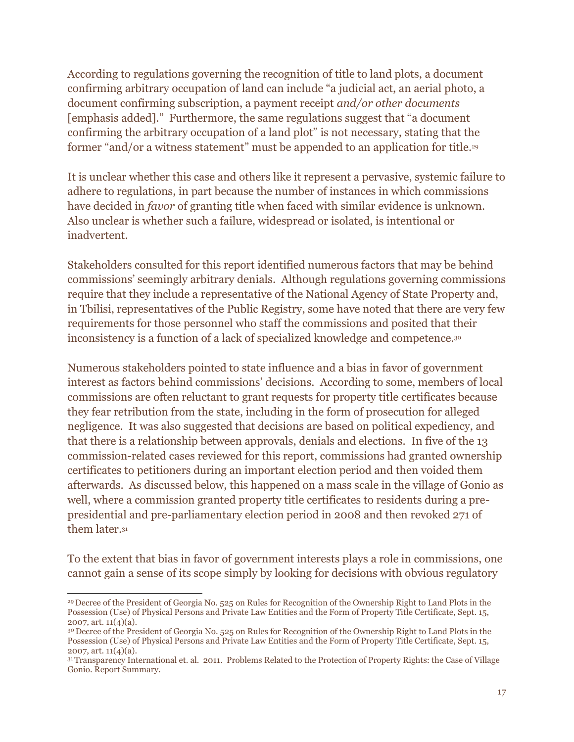According to regulations governing the recognition of title to land plots, a document confirming arbitrary occupation of land can include "a judicial act, an aerial photo, a document confirming subscription, a payment receipt *and/or other documents* [emphasis added]." Furthermore, the same regulations suggest that "a document confirming the arbitrary occupation of a land plot" is not necessary, stating that the former "and/or a witness statement" must be appended to an application for title.[29]

It is unclear whether this case and others like it represent a pervasive, systemic failure to adhere to regulations, in part because the number of instances in which commissions have decided in *favor* of granting title when faced with similar evidence is unknown. Also unclear is whether such a failure, widespread or isolated, is intentional or inadvertent.

Stakeholders consulted for this report identified numerous factors that may be behind commissions' seemingly arbitrary denials. Although regulations governing commissions require that they include a representative of the National Agency of State Property and, in Tbilisi, representatives of the Public Registry, some have noted that there are very few requirements for those personnel who staff the commissions and posited that their inconsistency is a function of a lack of specialized knowledge and competence.[30]

Numerous stakeholders pointed to state influence and a bias in favor of government interest as factors behind commissions' decisions. According to some, members of local commissions are often reluctant to grant requests for property title certificates because they fear retribution from the state, including in the form of prosecution for alleged negligence. It was also suggested that decisions are based on political expediency, and that there is a relationship between approvals, denials and elections. In five of the 13 commission-related cases reviewed for this report, commissions had granted ownership certificates to petitioners during an important election period and then voided them afterwards. As discussed below, this happened on a mass scale in the village of Gonio as well, where a commission granted property title certificates to residents during a pre-presidential and pre-parliamentary election period in 2008 and then revoked 271 of them later.[31]

To the extent that bias in favor of government interests plays a role in commissions, one cannot gain a sense of its scope simply by looking for decisions with obvious regulatory

---

[29] Decree of the President of Georgia No. 525 on Rules for Recognition of the Ownership Right to Land Plots in the Possession (Use) of Physical Persons and Private Law Entities and the Form of Property Title Certificate, Sept. 15, 2007, art. 11(4)(a).

[30] Decree of the President of Georgia No. 525 on Rules for Recognition of the Ownership Right to Land Plots in the Possession (Use) of Physical Persons and Private Law Entities and the Form of Property Title Certificate, Sept. 15, 2007, art. 11(4)(a).

[31] Transparency International et. al. 2011. Problems Related to the Protection of Property Rights: the Case of Village Gonio. Report Summary.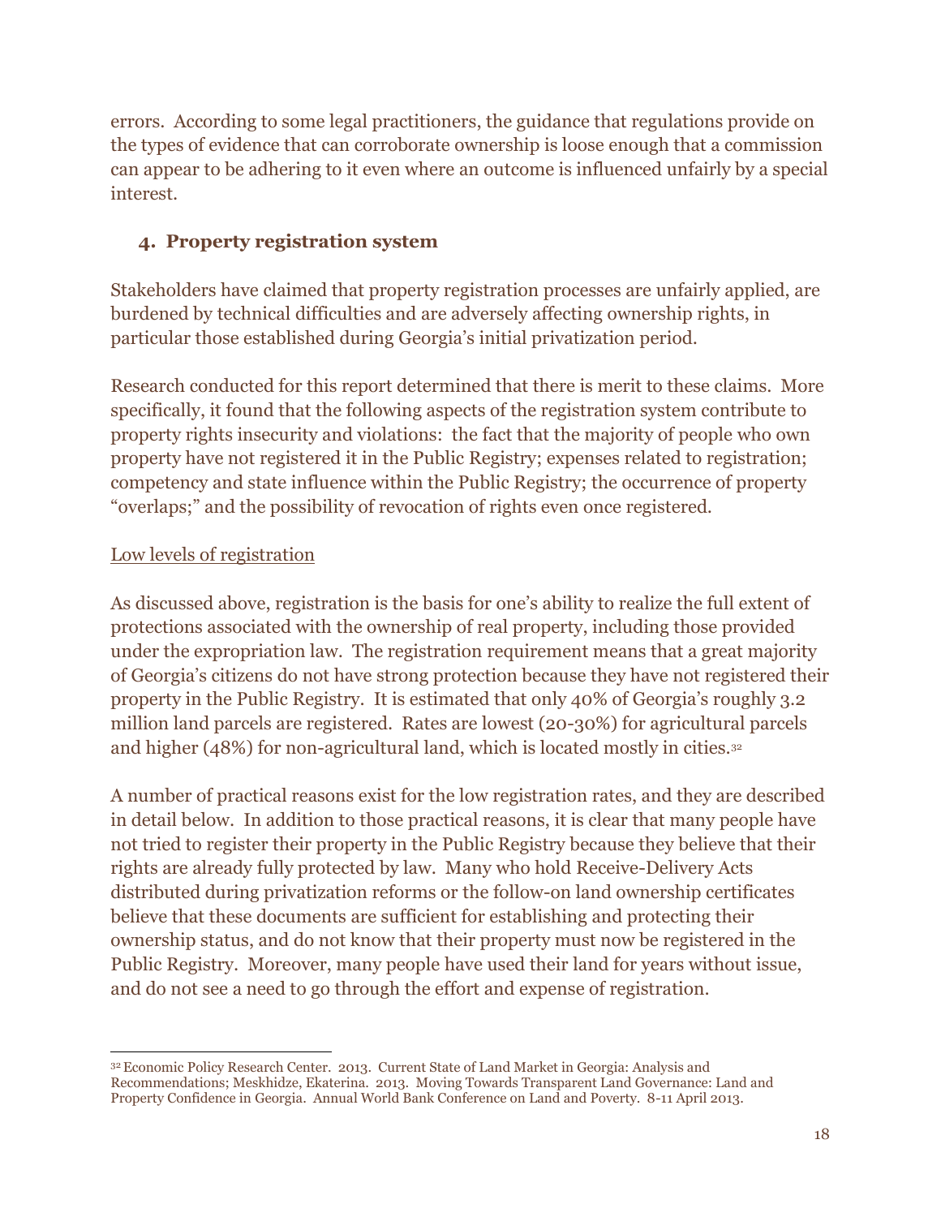errors. According to some legal practitioners, the guidance that regulations provide on the types of evidence that can corroborate ownership is loose enough that a commission can appear to be adhering to it even where an outcome is influenced unfairly by a special interest.

### 4. Property registration system

Stakeholders have claimed that property registration processes are unfairly applied, are burdened by technical difficulties and are adversely affecting ownership rights, in particular those established during Georgia's initial privatization period.

Research conducted for this report determined that there is merit to these claims. More specifically, it found that the following aspects of the registration system contribute to property rights insecurity and violations: the fact that the majority of people who own property have not registered it in the Public Registry; expenses related to registration; competency and state influence within the Public Registry; the occurrence of property "overlaps;" and the possibility of revocation of rights even once registered.

Low levels of registration

As discussed above, registration is the basis for one's ability to realize the full extent of protections associated with the ownership of real property, including those provided under the expropriation law. The registration requirement means that a great majority of Georgia's citizens do not have strong protection because they have not registered their property in the Public Registry. It is estimated that only 40% of Georgia's roughly 3.2 million land parcels are registered. Rates are lowest (20-30%) for agricultural parcels and higher (48%) for non-agricultural land, which is located mostly in cities.[32]

A number of practical reasons exist for the low registration rates, and they are described in detail below. In addition to those practical reasons, it is clear that many people have not tried to register their property in the Public Registry because they believe that their rights are already fully protected by law. Many who hold Receive-Delivery Acts distributed during privatization reforms or the follow-on land ownership certificates believe that these documents are sufficient for establishing and protecting their ownership status, and do not know that their property must now be registered in the Public Registry. Moreover, many people have used their land for years without issue, and do not see a need to go through the effort and expense of registration.

---

[32] Economic Policy Research Center. 2013. Current State of Land Market in Georgia: Analysis and Recommendations; Meskhidze, Ekaterina. 2013. Moving Towards Transparent Land Governance: Land and Property Confidence in Georgia. Annual World Bank Conference on Land and Poverty. 8-11 April 2013.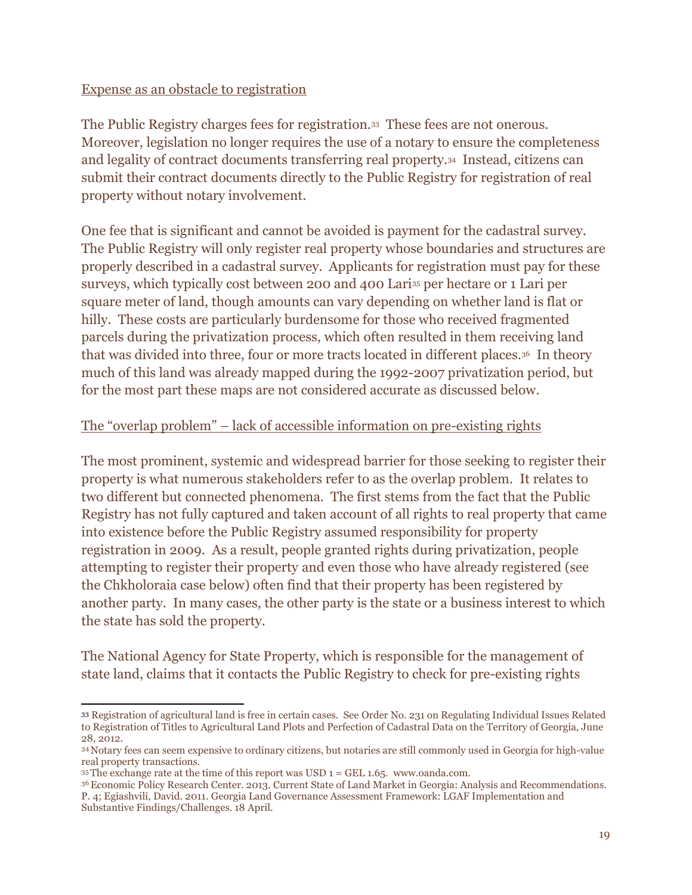Expense as an obstacle to registration

The Public Registry charges fees for registration.[33] These fees are not onerous. Moreover, legislation no longer requires the use of a notary to ensure the completeness and legality of contract documents transferring real property.[34] Instead, citizens can submit their contract documents directly to the Public Registry for registration of real property without notary involvement.

One fee that is significant and cannot be avoided is payment for the cadastral survey. The Public Registry will only register real property whose boundaries and structures are properly described in a cadastral survey. Applicants for registration must pay for these surveys, which typically cost between 200 and 400 Lari[35] per hectare or 1 Lari per square meter of land, though amounts can vary depending on whether land is flat or hilly. These costs are particularly burdensome for those who received fragmented parcels during the privatization process, which often resulted in them receiving land that was divided into three, four or more tracts located in different places.[36] In theory much of this land was already mapped during the 1992-2007 privatization period, but for the most part these maps are not considered accurate as discussed below.

The "overlap problem" – lack of accessible information on pre-existing rights

The most prominent, systemic and widespread barrier for those seeking to register their property is what numerous stakeholders refer to as the overlap problem. It relates to two different but connected phenomena. The first stems from the fact that the Public Registry has not fully captured and taken account of all rights to real property that came into existence before the Public Registry assumed responsibility for property registration in 2009. As a result, people granted rights during privatization, people attempting to register their property and even those who have already registered (see the Chkholoraia case below) often find that their property has been registered by another party. In many cases, the other party is the state or a business interest to which the state has sold the property.

The National Agency for State Property, which is responsible for the management of state land, claims that it contacts the Public Registry to check for pre-existing rights

---

[33] Registration of agricultural land is free in certain cases. See Order No. 231 on Regulating Individual Issues Related to Registration of Titles to Agricultural Land Plots and Perfection of Cadastral Data on the Territory of Georgia, June 28, 2012.

[34] Notary fees can seem expensive to ordinary citizens, but notaries are still commonly used in Georgia for high-value real property transactions.

[35] The exchange rate at the time of this report was USD 1 = GEL 1.65. www.oanda.com.

[36] Economic Policy Research Center. 2013. Current State of Land Market in Georgia: Analysis and Recommendations. P. 4; Egiashvili, David. 2011. Georgia Land Governance Assessment Framework: LGAF Implementation and Substantive Findings/Challenges. 18 April.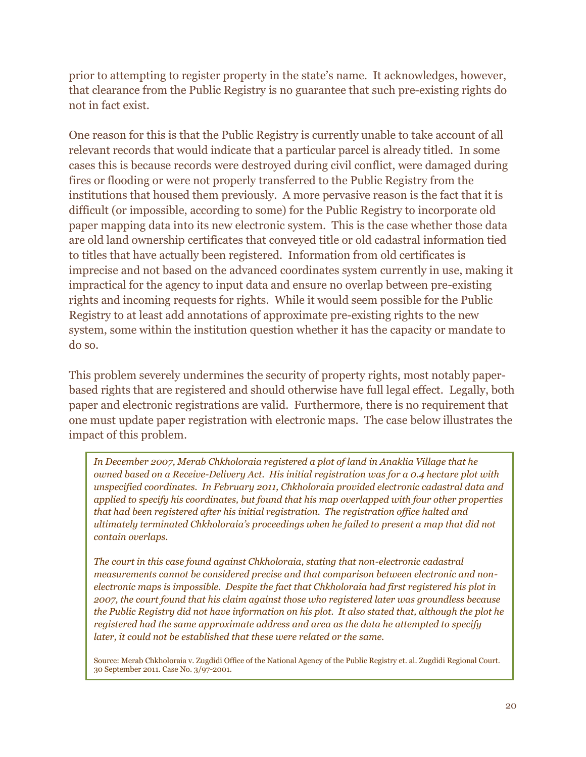prior to attempting to register property in the state's name. It acknowledges, however, that clearance from the Public Registry is no guarantee that such pre-existing rights do not in fact exist.

One reason for this is that the Public Registry is currently unable to take account of all relevant records that would indicate that a particular parcel is already titled. In some cases this is because records were destroyed during civil conflict, were damaged during fires or flooding or were not properly transferred to the Public Registry from the institutions that housed them previously. A more pervasive reason is the fact that it is difficult (or impossible, according to some) for the Public Registry to incorporate old paper mapping data into its new electronic system. This is the case whether those data are old land ownership certificates that conveyed title or old cadastral information tied to titles that have actually been registered. Information from old certificates is imprecise and not based on the advanced coordinates system currently in use, making it impractical for the agency to input data and ensure no overlap between pre-existing rights and incoming requests for rights. While it would seem possible for the Public Registry to at least add annotations of approximate pre-existing rights to the new system, some within the institution question whether it has the capacity or mandate to do so.

This problem severely undermines the security of property rights, most notably paper-based rights that are registered and should otherwise have full legal effect. Legally, both paper and electronic registrations are valid. Furthermore, there is no requirement that one must update paper registration with electronic maps. The case below illustrates the impact of this problem.

> *In December 2007, Merab Chkholoraia registered a plot of land in Anaklia Village that he owned based on a Receive-Delivery Act. His initial registration was for a 0.4 hectare plot with unspecified coordinates. In February 2011, Chkholoraia provided electronic cadastral data and applied to specify his coordinates, but found that his map overlapped with four other properties that had been registered after his initial registration. The registration office halted and ultimately terminated Chkholoraia's proceedings when he failed to present a map that did not contain overlaps.*
>
> *The court in this case found against Chkholoraia, stating that non-electronic cadastral measurements cannot be considered precise and that comparison between electronic and non-electronic maps is impossible. Despite the fact that Chkholoraia had first registered his plot in 2007, the court found that his claim against those who registered later was groundless because the Public Registry did not have information on his plot. It also stated that, although the plot he registered had the same approximate address and area as the data he attempted to specify later, it could not be established that these were related or the same.*
>
> Source: Merab Chkholoraia v. Zugdidi Office of the National Agency of the Public Registry et. al. Zugdidi Regional Court. 30 September 2011. Case No. 3/97-2001.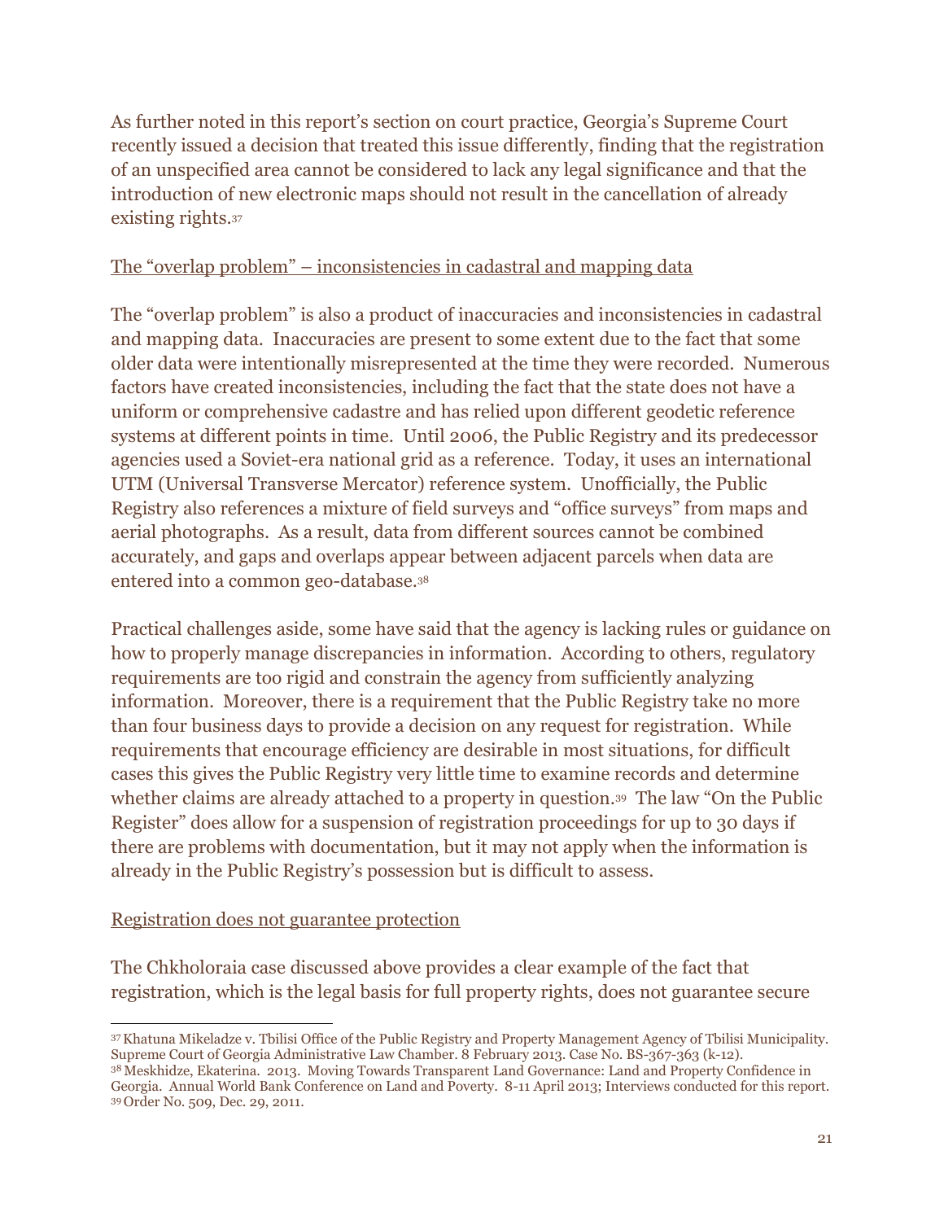As further noted in this report's section on court practice, Georgia's Supreme Court recently issued a decision that treated this issue differently, finding that the registration of an unspecified area cannot be considered to lack any legal significance and that the introduction of new electronic maps should not result in the cancellation of already existing rights.[37]

The "overlap problem" – inconsistencies in cadastral and mapping data

The "overlap problem" is also a product of inaccuracies and inconsistencies in cadastral and mapping data. Inaccuracies are present to some extent due to the fact that some older data were intentionally misrepresented at the time they were recorded. Numerous factors have created inconsistencies, including the fact that the state does not have a uniform or comprehensive cadastre and has relied upon different geodetic reference systems at different points in time. Until 2006, the Public Registry and its predecessor agencies used a Soviet-era national grid as a reference. Today, it uses an international UTM (Universal Transverse Mercator) reference system. Unofficially, the Public Registry also references a mixture of field surveys and "office surveys" from maps and aerial photographs. As a result, data from different sources cannot be combined accurately, and gaps and overlaps appear between adjacent parcels when data are entered into a common geo-database.[38]

Practical challenges aside, some have said that the agency is lacking rules or guidance on how to properly manage discrepancies in information. According to others, regulatory requirements are too rigid and constrain the agency from sufficiently analyzing information. Moreover, there is a requirement that the Public Registry take no more than four business days to provide a decision on any request for registration. While requirements that encourage efficiency are desirable in most situations, for difficult cases this gives the Public Registry very little time to examine records and determine whether claims are already attached to a property in question.[39] The law "On the Public Register" does allow for a suspension of registration proceedings for up to 30 days if there are problems with documentation, but it may not apply when the information is already in the Public Registry's possession but is difficult to assess.

Registration does not guarantee protection

The Chkholoraia case discussed above provides a clear example of the fact that registration, which is the legal basis for full property rights, does not guarantee secure

---

[37] Khatuna Mikeladze v. Tbilisi Office of the Public Registry and Property Management Agency of Tbilisi Municipality. Supreme Court of Georgia Administrative Law Chamber. 8 February 2013. Case No. BS-367-363 (k-12).

[38] Meskhidze, Ekaterina. 2013. Moving Towards Transparent Land Governance: Land and Property Confidence in Georgia. Annual World Bank Conference on Land and Poverty. 8-11 April 2013; Interviews conducted for this report.

[39] Order No. 509, Dec. 29, 2011.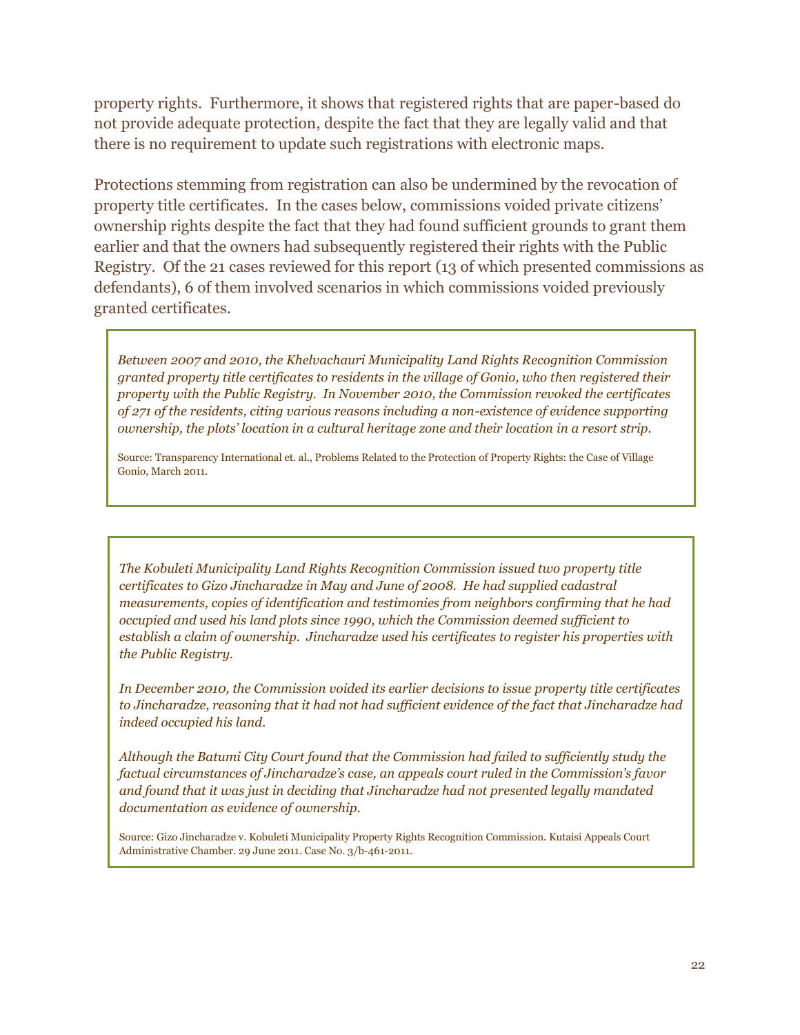property rights. Furthermore, it shows that registered rights that are paper-based do not provide adequate protection, despite the fact that they are legally valid and that there is no requirement to update such registrations with electronic maps.

Protections stemming from registration can also be undermined by the revocation of property title certificates. In the cases below, commissions voided private citizens' ownership rights despite the fact that they had found sufficient grounds to grant them earlier and that the owners had subsequently registered their rights with the Public Registry. Of the 21 cases reviewed for this report (13 of which presented commissions as defendants), 6 of them involved scenarios in which commissions voided previously granted certificates.

> *Between 2007 and 2010, the Khelvachauri Municipality Land Rights Recognition Commission granted property title certificates to residents in the village of Gonio, who then registered their property with the Public Registry. In November 2010, the Commission revoked the certificates of 271 of the residents, citing various reasons including a non-existence of evidence supporting ownership, the plots' location in a cultural heritage zone and their location in a resort strip.*
>
> Source: Transparency International et. al., Problems Related to the Protection of Property Rights: the Case of Village Gonio, March 2011.

> *The Kobuleti Municipality Land Rights Recognition Commission issued two property title certificates to Gizo Jincharadze in May and June of 2008. He had supplied cadastral measurements, copies of identification and testimonies from neighbors confirming that he had occupied and used his land plots since 1990, which the Commission deemed sufficient to establish a claim of ownership. Jincharadze used his certificates to register his properties with the Public Registry.*
>
> *In December 2010, the Commission voided its earlier decisions to issue property title certificates to Jincharadze, reasoning that it had not had sufficient evidence of the fact that Jincharadze had indeed occupied his land.*
>
> *Although the Batumi City Court found that the Commission had failed to sufficiently study the factual circumstances of Jincharadze's case, an appeals court ruled in the Commission's favor and found that it was just in deciding that Jincharadze had not presented legally mandated documentation as evidence of ownership.*
>
> Source: Gizo Jincharadze v. Kobuleti Municipality Property Rights Recognition Commission. Kutaisi Appeals Court Administrative Chamber. 29 June 2011. Case No. 3/b-461-2011.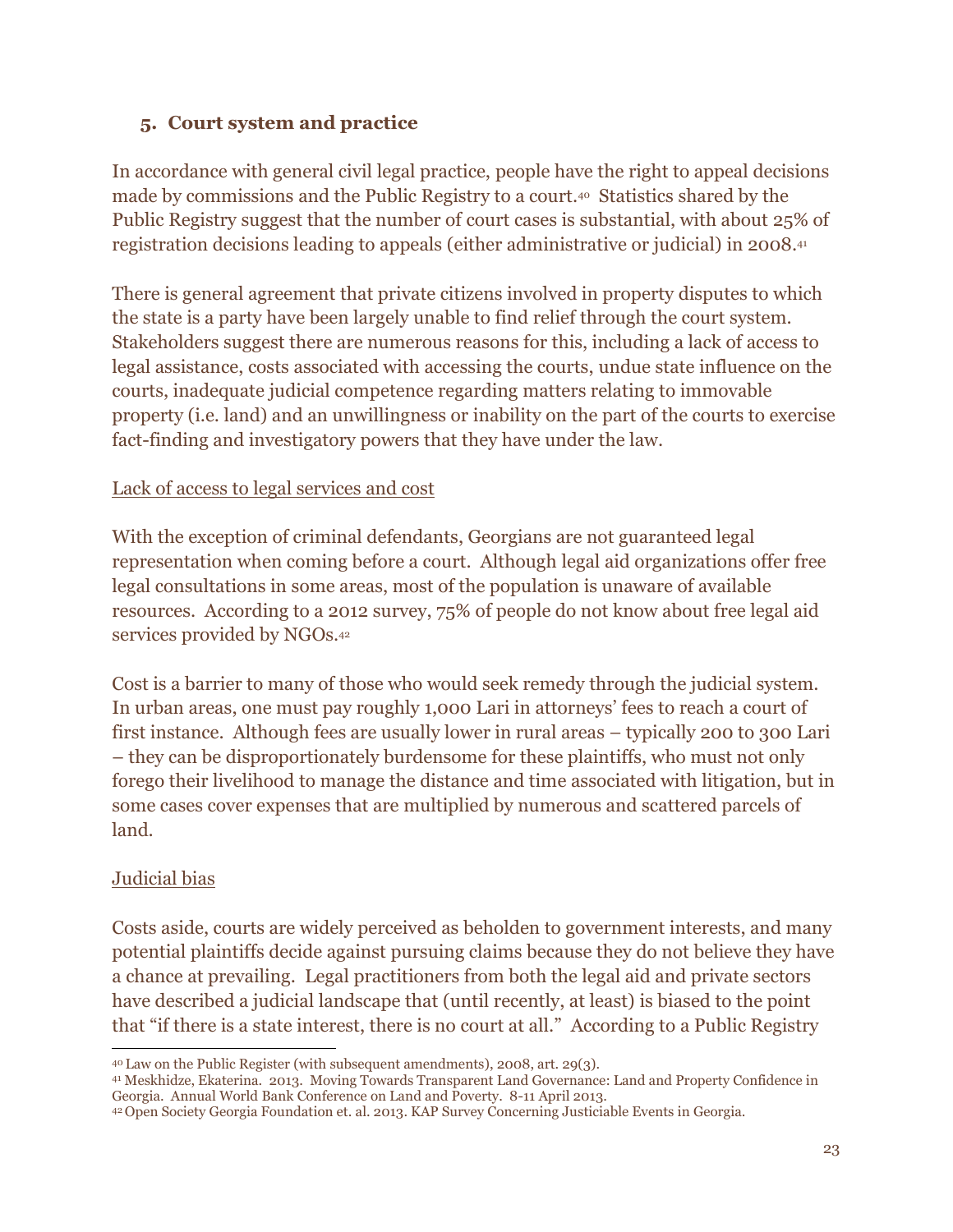## 5. Court system and practice

In accordance with general civil legal practice, people have the right to appeal decisions made by commissions and the Public Registry to a court.[40] Statistics shared by the Public Registry suggest that the number of court cases is substantial, with about 25% of registration decisions leading to appeals (either administrative or judicial) in 2008.[41]

There is general agreement that private citizens involved in property disputes to which the state is a party have been largely unable to find relief through the court system. Stakeholders suggest there are numerous reasons for this, including a lack of access to legal assistance, costs associated with accessing the courts, undue state influence on the courts, inadequate judicial competence regarding matters relating to immovable property (i.e. land) and an unwillingness or inability on the part of the courts to exercise fact-finding and investigatory powers that they have under the law.

Lack of access to legal services and cost

With the exception of criminal defendants, Georgians are not guaranteed legal representation when coming before a court. Although legal aid organizations offer free legal consultations in some areas, most of the population is unaware of available resources. According to a 2012 survey, 75% of people do not know about free legal aid services provided by NGOs.[42]

Cost is a barrier to many of those who would seek remedy through the judicial system. In urban areas, one must pay roughly 1,000 Lari in attorneys' fees to reach a court of first instance. Although fees are usually lower in rural areas – typically 200 to 300 Lari – they can be disproportionately burdensome for these plaintiffs, who must not only forego their livelihood to manage the distance and time associated with litigation, but in some cases cover expenses that are multiplied by numerous and scattered parcels of land.

Judicial bias

Costs aside, courts are widely perceived as beholden to government interests, and many potential plaintiffs decide against pursuing claims because they do not believe they have a chance at prevailing. Legal practitioners from both the legal aid and private sectors have described a judicial landscape that (until recently, at least) is biased to the point that "if there is a state interest, there is no court at all." According to a Public Registry

---

[40] Law on the Public Register (with subsequent amendments), 2008, art. 29(3).

[41] Meskhidze, Ekaterina. 2013. Moving Towards Transparent Land Governance: Land and Property Confidence in Georgia. Annual World Bank Conference on Land and Poverty. 8-11 April 2013.

[42] Open Society Georgia Foundation et. al. 2013. KAP Survey Concerning Justiciable Events in Georgia.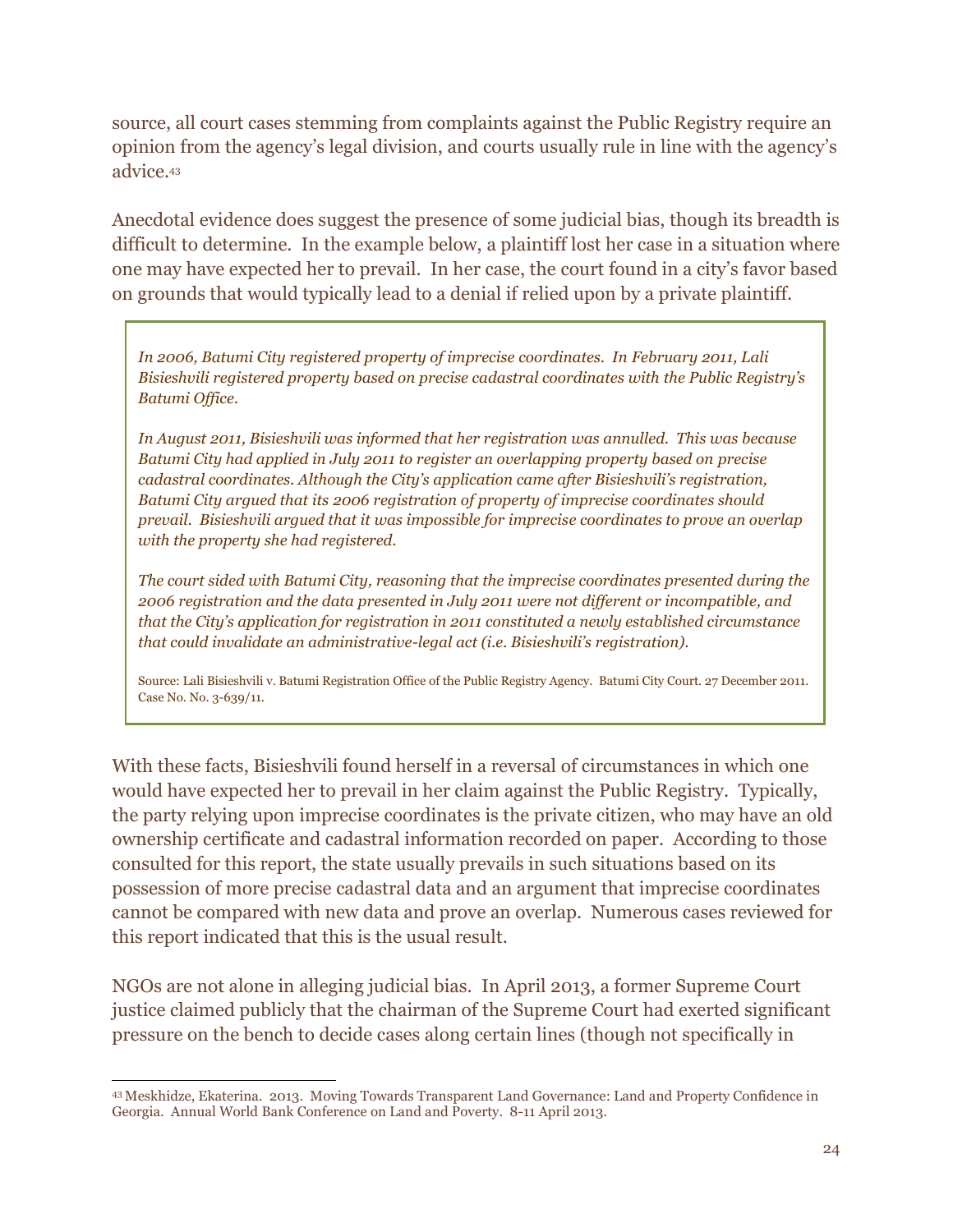source, all court cases stemming from complaints against the Public Registry require an opinion from the agency's legal division, and courts usually rule in line with the agency's advice.[43]

Anecdotal evidence does suggest the presence of some judicial bias, though its breadth is difficult to determine. In the example below, a plaintiff lost her case in a situation where one may have expected her to prevail. In her case, the court found in a city's favor based on grounds that would typically lead to a denial if relied upon by a private plaintiff.

> *In 2006, Batumi City registered property of imprecise coordinates. In February 2011, Lali Bisieshvili registered property based on precise cadastral coordinates with the Public Registry's Batumi Office.*
>
> *In August 2011, Bisieshvili was informed that her registration was annulled. This was because Batumi City had applied in July 2011 to register an overlapping property based on precise cadastral coordinates. Although the City's application came after Bisieshvili's registration, Batumi City argued that its 2006 registration of property of imprecise coordinates should prevail. Bisieshvili argued that it was impossible for imprecise coordinates to prove an overlap with the property she had registered.*
>
> *The court sided with Batumi City, reasoning that the imprecise coordinates presented during the 2006 registration and the data presented in July 2011 were not different or incompatible, and that the City's application for registration in 2011 constituted a newly established circumstance that could invalidate an administrative-legal act (i.e. Bisieshvili's registration).*
>
> Source: Lali Bisieshvili v. Batumi Registration Office of the Public Registry Agency. Batumi City Court. 27 December 2011. Case No. No. 3-639/11.

With these facts, Bisieshvili found herself in a reversal of circumstances in which one would have expected her to prevail in her claim against the Public Registry. Typically, the party relying upon imprecise coordinates is the private citizen, who may have an old ownership certificate and cadastral information recorded on paper. According to those consulted for this report, the state usually prevails in such situations based on its possession of more precise cadastral data and an argument that imprecise coordinates cannot be compared with new data and prove an overlap. Numerous cases reviewed for this report indicated that this is the usual result.

NGOs are not alone in alleging judicial bias. In April 2013, a former Supreme Court justice claimed publicly that the chairman of the Supreme Court had exerted significant pressure on the bench to decide cases along certain lines (though not specifically in

---

[43] Meskhidze, Ekaterina. 2013. Moving Towards Transparent Land Governance: Land and Property Confidence in Georgia. Annual World Bank Conference on Land and Poverty. 8-11 April 2013.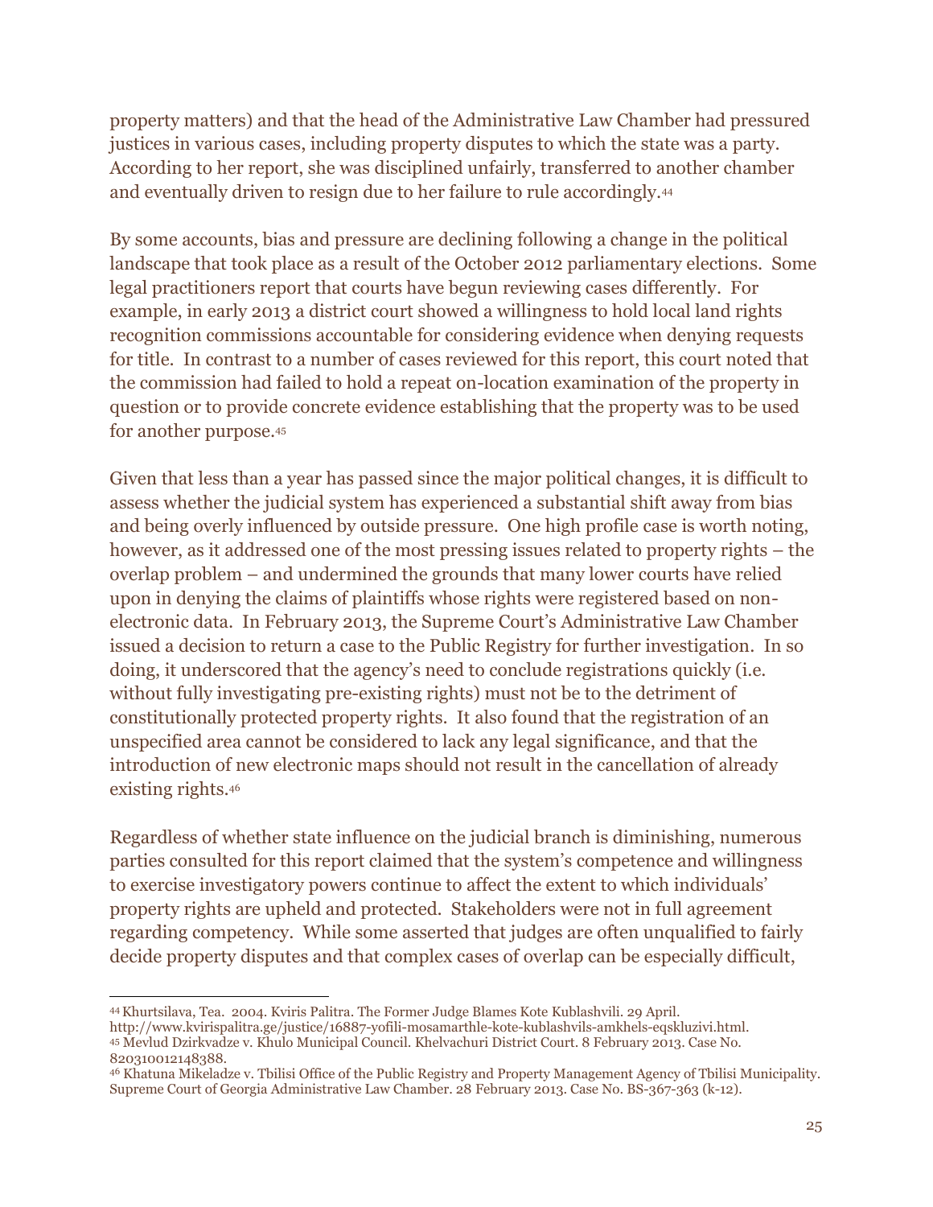property matters) and that the head of the Administrative Law Chamber had pressured justices in various cases, including property disputes to which the state was a party. According to her report, she was disciplined unfairly, transferred to another chamber and eventually driven to resign due to her failure to rule accordingly.[44]

By some accounts, bias and pressure are declining following a change in the political landscape that took place as a result of the October 2012 parliamentary elections. Some legal practitioners report that courts have begun reviewing cases differently. For example, in early 2013 a district court showed a willingness to hold local land rights recognition commissions accountable for considering evidence when denying requests for title. In contrast to a number of cases reviewed for this report, this court noted that the commission had failed to hold a repeat on-location examination of the property in question or to provide concrete evidence establishing that the property was to be used for another purpose.[45]

Given that less than a year has passed since the major political changes, it is difficult to assess whether the judicial system has experienced a substantial shift away from bias and being overly influenced by outside pressure. One high profile case is worth noting, however, as it addressed one of the most pressing issues related to property rights – the overlap problem – and undermined the grounds that many lower courts have relied upon in denying the claims of plaintiffs whose rights were registered based on non-electronic data. In February 2013, the Supreme Court's Administrative Law Chamber issued a decision to return a case to the Public Registry for further investigation. In so doing, it underscored that the agency's need to conclude registrations quickly (i.e. without fully investigating pre-existing rights) must not be to the detriment of constitutionally protected property rights. It also found that the registration of an unspecified area cannot be considered to lack any legal significance, and that the introduction of new electronic maps should not result in the cancellation of already existing rights.[46]

Regardless of whether state influence on the judicial branch is diminishing, numerous parties consulted for this report claimed that the system's competence and willingness to exercise investigatory powers continue to affect the extent to which individuals' property rights are upheld and protected. Stakeholders were not in full agreement regarding competency. While some asserted that judges are often unqualified to fairly decide property disputes and that complex cases of overlap can be especially difficult,

---

[44] Khurtsilava, Tea. 2004. Kviris Palitra. The Former Judge Blames Kote Kublashvili. 29 April. http://www.kvirispalitra.ge/justice/16887-yofili-mosamarthle-kote-kublashvils-amkhels-eqskluzivi.html.

[45] Mevlud Dzirkvadze v. Khulo Municipal Council. Khelvachuri District Court. 8 February 2013. Case No. 820310012148388.

[46] Khatuna Mikeladze v. Tbilisi Office of the Public Registry and Property Management Agency of Tbilisi Municipality. Supreme Court of Georgia Administrative Law Chamber. 28 February 2013. Case No. BS-367-363 (k-12).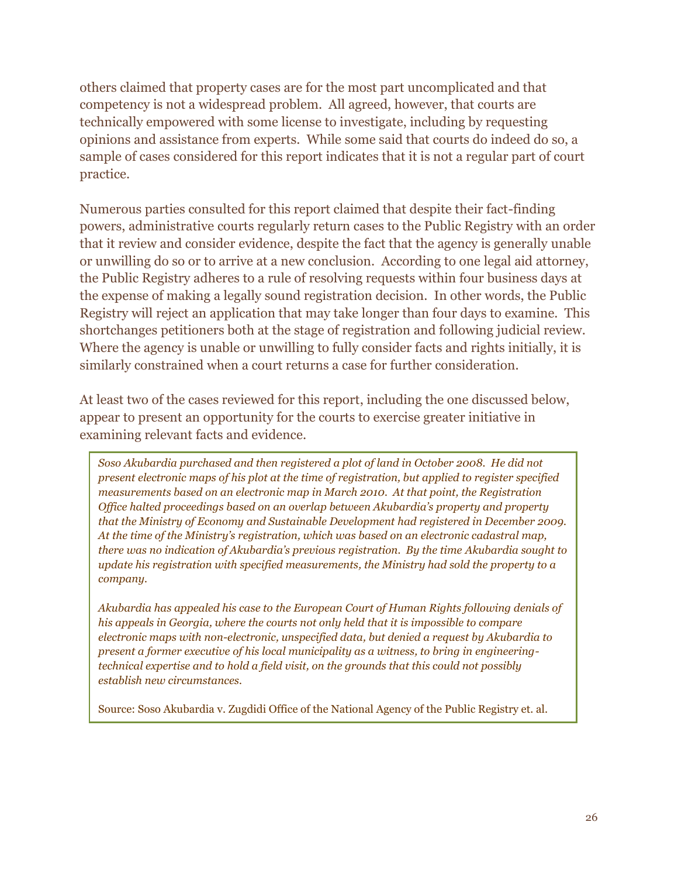others claimed that property cases are for the most part uncomplicated and that competency is not a widespread problem. All agreed, however, that courts are technically empowered with some license to investigate, including by requesting opinions and assistance from experts. While some said that courts do indeed do so, a sample of cases considered for this report indicates that it is not a regular part of court practice.

Numerous parties consulted for this report claimed that despite their fact-finding powers, administrative courts regularly return cases to the Public Registry with an order that it review and consider evidence, despite the fact that the agency is generally unable or unwilling do so or to arrive at a new conclusion. According to one legal aid attorney, the Public Registry adheres to a rule of resolving requests within four business days at the expense of making a legally sound registration decision. In other words, the Public Registry will reject an application that may take longer than four days to examine. This shortchanges petitioners both at the stage of registration and following judicial review. Where the agency is unable or unwilling to fully consider facts and rights initially, it is similarly constrained when a court returns a case for further consideration.

At least two of the cases reviewed for this report, including the one discussed below, appear to present an opportunity for the courts to exercise greater initiative in examining relevant facts and evidence.

> *Soso Akubardia purchased and then registered a plot of land in October 2008. He did not present electronic maps of his plot at the time of registration, but applied to register specified measurements based on an electronic map in March 2010. At that point, the Registration Office halted proceedings based on an overlap between Akubardia's property and property that the Ministry of Economy and Sustainable Development had registered in December 2009. At the time of the Ministry's registration, which was based on an electronic cadastral map, there was no indication of Akubardia's previous registration. By the time Akubardia sought to update his registration with specified measurements, the Ministry had sold the property to a company.*
>
> *Akubardia has appealed his case to the European Court of Human Rights following denials of his appeals in Georgia, where the courts not only held that it is impossible to compare electronic maps with non-electronic, unspecified data, but denied a request by Akubardia to present a former executive of his local municipality as a witness, to bring in engineering-technical expertise and to hold a field visit, on the grounds that this could not possibly establish new circumstances.*
>
> Source: Soso Akubardia v. Zugdidi Office of the National Agency of the Public Registry et. al.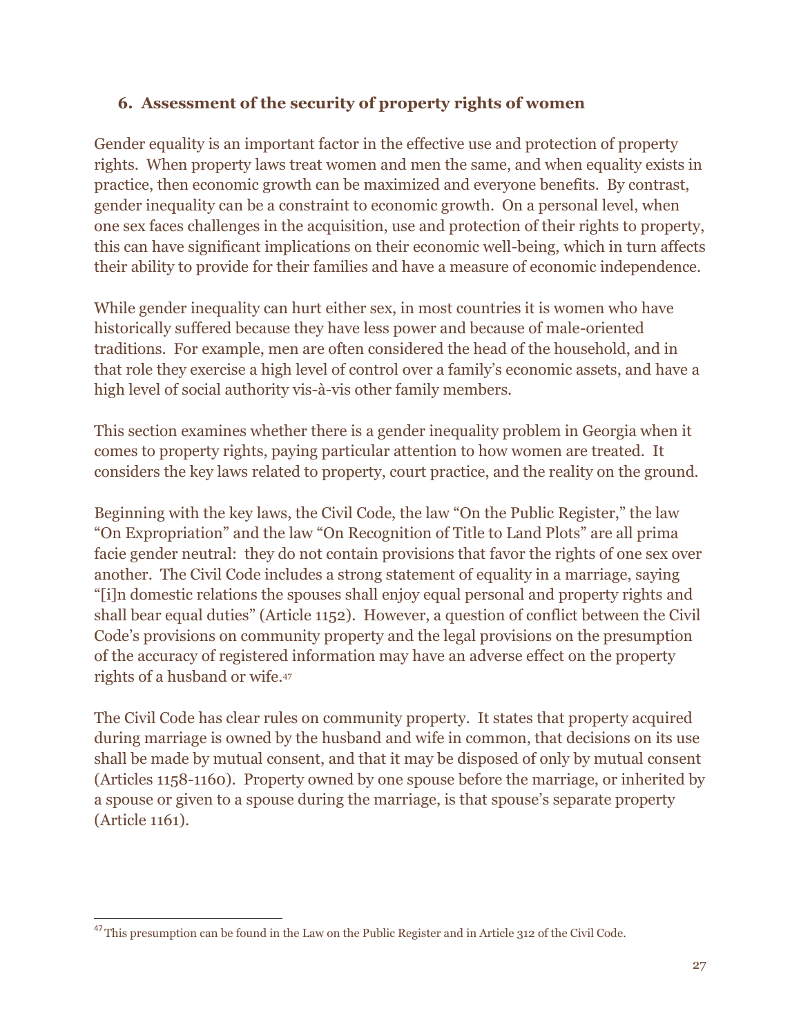## 6. Assessment of the security of property rights of women

Gender equality is an important factor in the effective use and protection of property rights. When property laws treat women and men the same, and when equality exists in practice, then economic growth can be maximized and everyone benefits. By contrast, gender inequality can be a constraint to economic growth. On a personal level, when one sex faces challenges in the acquisition, use and protection of their rights to property, this can have significant implications on their economic well-being, which in turn affects their ability to provide for their families and have a measure of economic independence.

While gender inequality can hurt either sex, in most countries it is women who have historically suffered because they have less power and because of male-oriented traditions. For example, men are often considered the head of the household, and in that role they exercise a high level of control over a family's economic assets, and have a high level of social authority vis-à-vis other family members.

This section examines whether there is a gender inequality problem in Georgia when it comes to property rights, paying particular attention to how women are treated. It considers the key laws related to property, court practice, and the reality on the ground.

Beginning with the key laws, the Civil Code, the law "On the Public Register," the law "On Expropriation" and the law "On Recognition of Title to Land Plots" are all prima facie gender neutral: they do not contain provisions that favor the rights of one sex over another. The Civil Code includes a strong statement of equality in a marriage, saying "[i]n domestic relations the spouses shall enjoy equal personal and property rights and shall bear equal duties" (Article 1152). However, a question of conflict between the Civil Code's provisions on community property and the legal provisions on the presumption of the accuracy of registered information may have an adverse effect on the property rights of a husband or wife.[47]

The Civil Code has clear rules on community property. It states that property acquired during marriage is owned by the husband and wife in common, that decisions on its use shall be made by mutual consent, and that it may be disposed of only by mutual consent (Articles 1158-1160). Property owned by one spouse before the marriage, or inherited by a spouse or given to a spouse during the marriage, is that spouse's separate property (Article 1161).

[47] This presumption can be found in the Law on the Public Register and in Article 312 of the Civil Code.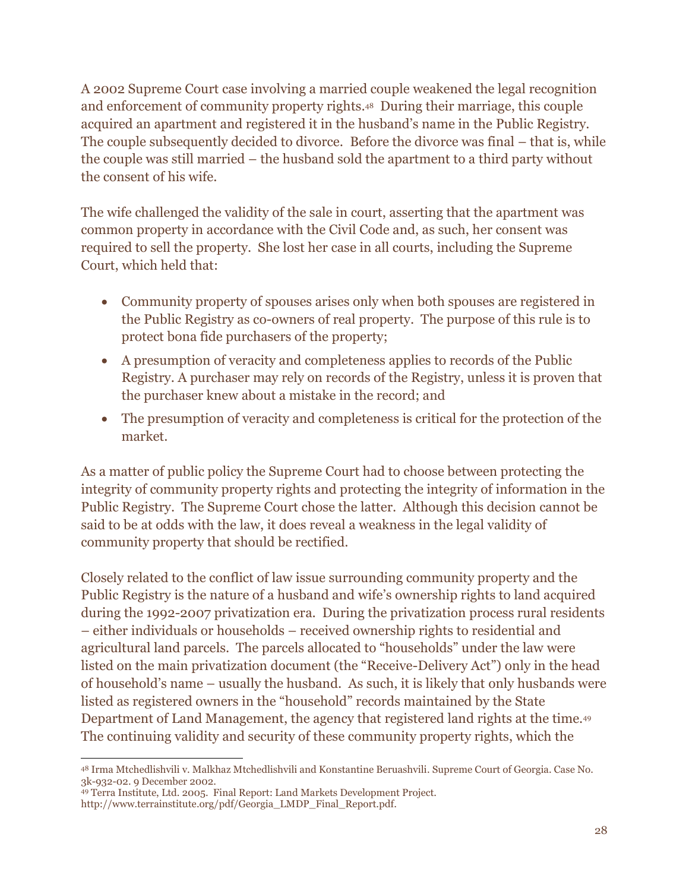A 2002 Supreme Court case involving a married couple weakened the legal recognition and enforcement of community property rights.[48] During their marriage, this couple acquired an apartment and registered it in the husband's name in the Public Registry. The couple subsequently decided to divorce. Before the divorce was final – that is, while the couple was still married – the husband sold the apartment to a third party without the consent of his wife.

The wife challenged the validity of the sale in court, asserting that the apartment was common property in accordance with the Civil Code and, as such, her consent was required to sell the property. She lost her case in all courts, including the Supreme Court, which held that:

- Community property of spouses arises only when both spouses are registered in the Public Registry as co-owners of real property. The purpose of this rule is to protect bona fide purchasers of the property;
- A presumption of veracity and completeness applies to records of the Public Registry. A purchaser may rely on records of the Registry, unless it is proven that the purchaser knew about a mistake in the record; and
- The presumption of veracity and completeness is critical for the protection of the market.

As a matter of public policy the Supreme Court had to choose between protecting the integrity of community property rights and protecting the integrity of information in the Public Registry. The Supreme Court chose the latter. Although this decision cannot be said to be at odds with the law, it does reveal a weakness in the legal validity of community property that should be rectified.

Closely related to the conflict of law issue surrounding community property and the Public Registry is the nature of a husband and wife's ownership rights to land acquired during the 1992-2007 privatization era. During the privatization process rural residents – either individuals or households – received ownership rights to residential and agricultural land parcels. The parcels allocated to "households" under the law were listed on the main privatization document (the "Receive-Delivery Act") only in the head of household's name – usually the husband. As such, it is likely that only husbands were listed as registered owners in the "household" records maintained by the State Department of Land Management, the agency that registered land rights at the time.[49] The continuing validity and security of these community property rights, which the

[48] Irma Mtchedlishvili v. Malkhaz Mtchedlishvili and Konstantine Beruashvili. Supreme Court of Georgia. Case No. 3k-932-02. 9 December 2002.

[49] Terra Institute, Ltd. 2005. Final Report: Land Markets Development Project. http://www.terrainstitute.org/pdf/Georgia_LMDP_Final_Report.pdf.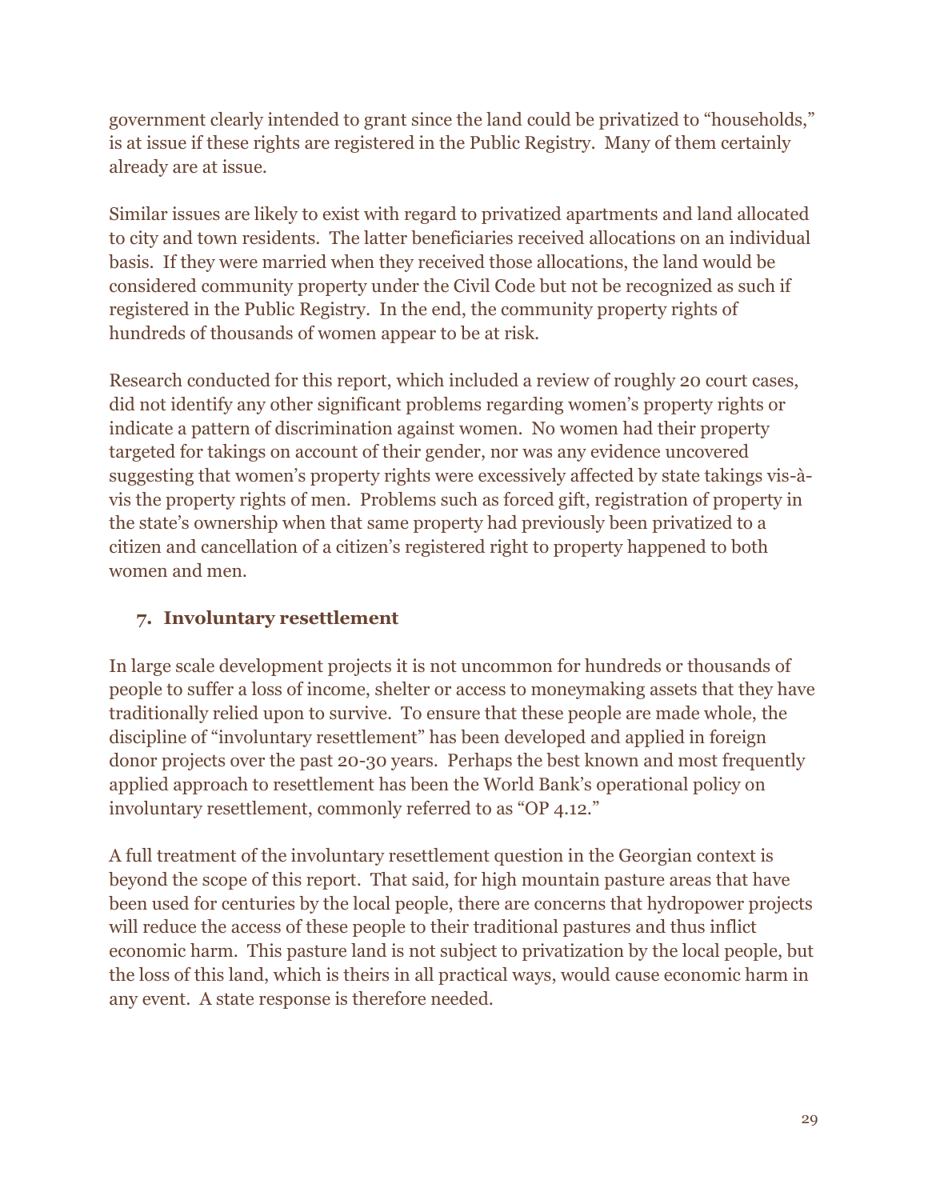government clearly intended to grant since the land could be privatized to "households," is at issue if these rights are registered in the Public Registry. Many of them certainly already are at issue.

Similar issues are likely to exist with regard to privatized apartments and land allocated to city and town residents. The latter beneficiaries received allocations on an individual basis. If they were married when they received those allocations, the land would be considered community property under the Civil Code but not be recognized as such if registered in the Public Registry. In the end, the community property rights of hundreds of thousands of women appear to be at risk.

Research conducted for this report, which included a review of roughly 20 court cases, did not identify any other significant problems regarding women's property rights or indicate a pattern of discrimination against women. No women had their property targeted for takings on account of their gender, nor was any evidence uncovered suggesting that women's property rights were excessively affected by state takings vis-à-vis the property rights of men. Problems such as forced gift, registration of property in the state's ownership when that same property had previously been privatized to a citizen and cancellation of a citizen's registered right to property happened to both women and men.

### 7. Involuntary resettlement

In large scale development projects it is not uncommon for hundreds or thousands of people to suffer a loss of income, shelter or access to moneymaking assets that they have traditionally relied upon to survive. To ensure that these people are made whole, the discipline of "involuntary resettlement" has been developed and applied in foreign donor projects over the past 20-30 years. Perhaps the best known and most frequently applied approach to resettlement has been the World Bank's operational policy on involuntary resettlement, commonly referred to as "OP 4.12."

A full treatment of the involuntary resettlement question in the Georgian context is beyond the scope of this report. That said, for high mountain pasture areas that have been used for centuries by the local people, there are concerns that hydropower projects will reduce the access of these people to their traditional pastures and thus inflict economic harm. This pasture land is not subject to privatization by the local people, but the loss of this land, which is theirs in all practical ways, would cause economic harm in any event. A state response is therefore needed.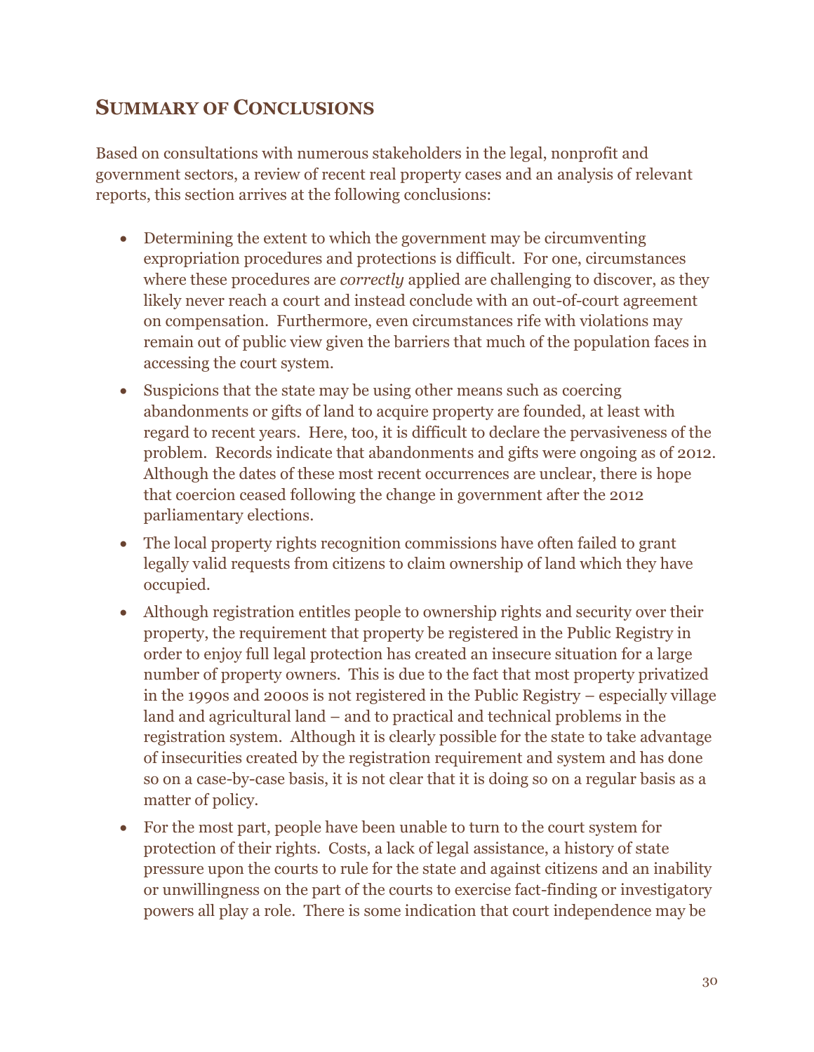## SUMMARY OF CONCLUSIONS

Based on consultations with numerous stakeholders in the legal, nonprofit and government sectors, a review of recent real property cases and an analysis of relevant reports, this section arrives at the following conclusions:

- Determining the extent to which the government may be circumventing expropriation procedures and protections is difficult. For one, circumstances where these procedures are *correctly* applied are challenging to discover, as they likely never reach a court and instead conclude with an out-of-court agreement on compensation. Furthermore, even circumstances rife with violations may remain out of public view given the barriers that much of the population faces in accessing the court system.
- Suspicions that the state may be using other means such as coercing abandonments or gifts of land to acquire property are founded, at least with regard to recent years. Here, too, it is difficult to declare the pervasiveness of the problem. Records indicate that abandonments and gifts were ongoing as of 2012. Although the dates of these most recent occurrences are unclear, there is hope that coercion ceased following the change in government after the 2012 parliamentary elections.
- The local property rights recognition commissions have often failed to grant legally valid requests from citizens to claim ownership of land which they have occupied.
- Although registration entitles people to ownership rights and security over their property, the requirement that property be registered in the Public Registry in order to enjoy full legal protection has created an insecure situation for a large number of property owners. This is due to the fact that most property privatized in the 1990s and 2000s is not registered in the Public Registry – especially village land and agricultural land – and to practical and technical problems in the registration system. Although it is clearly possible for the state to take advantage of insecurities created by the registration requirement and system and has done so on a case-by-case basis, it is not clear that it is doing so on a regular basis as a matter of policy.
- For the most part, people have been unable to turn to the court system for protection of their rights. Costs, a lack of legal assistance, a history of state pressure upon the courts to rule for the state and against citizens and an inability or unwillingness on the part of the courts to exercise fact-finding or investigatory powers all play a role. There is some indication that court independence may be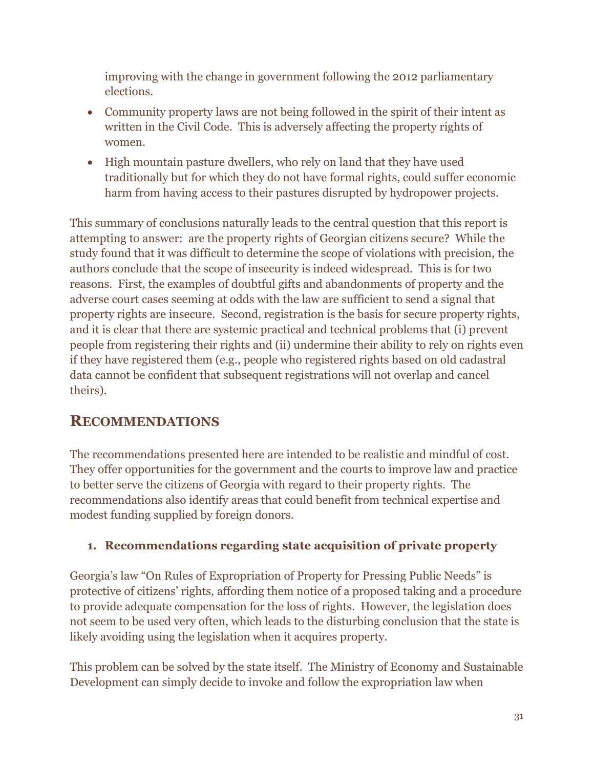improving with the change in government following the 2012 parliamentary elections.

- Community property laws are not being followed in the spirit of their intent as written in the Civil Code. This is adversely affecting the property rights of women.
- High mountain pasture dwellers, who rely on land that they have used traditionally but for which they do not have formal rights, could suffer economic harm from having access to their pastures disrupted by hydropower projects.

This summary of conclusions naturally leads to the central question that this report is attempting to answer: are the property rights of Georgian citizens secure? While the study found that it was difficult to determine the scope of violations with precision, the authors conclude that the scope of insecurity is indeed widespread. This is for two reasons. First, the examples of doubtful gifts and abandonments of property and the adverse court cases seeming at odds with the law are sufficient to send a signal that property rights are insecure. Second, registration is the basis for secure property rights, and it is clear that there are systemic practical and technical problems that (i) prevent people from registering their rights and (ii) undermine their ability to rely on rights even if they have registered them (e.g., people who registered rights based on old cadastral data cannot be confident that subsequent registrations will not overlap and cancel theirs).

## RECOMMENDATIONS

The recommendations presented here are intended to be realistic and mindful of cost. They offer opportunities for the government and the courts to improve law and practice to better serve the citizens of Georgia with regard to their property rights. The recommendations also identify areas that could benefit from technical expertise and modest funding supplied by foreign donors.

### 1. Recommendations regarding state acquisition of private property

Georgia's law "On Rules of Expropriation of Property for Pressing Public Needs" is protective of citizens' rights, affording them notice of a proposed taking and a procedure to provide adequate compensation for the loss of rights. However, the legislation does not seem to be used very often, which leads to the disturbing conclusion that the state is likely avoiding using the legislation when it acquires property.

This problem can be solved by the state itself. The Ministry of Economy and Sustainable Development can simply decide to invoke and follow the expropriation law when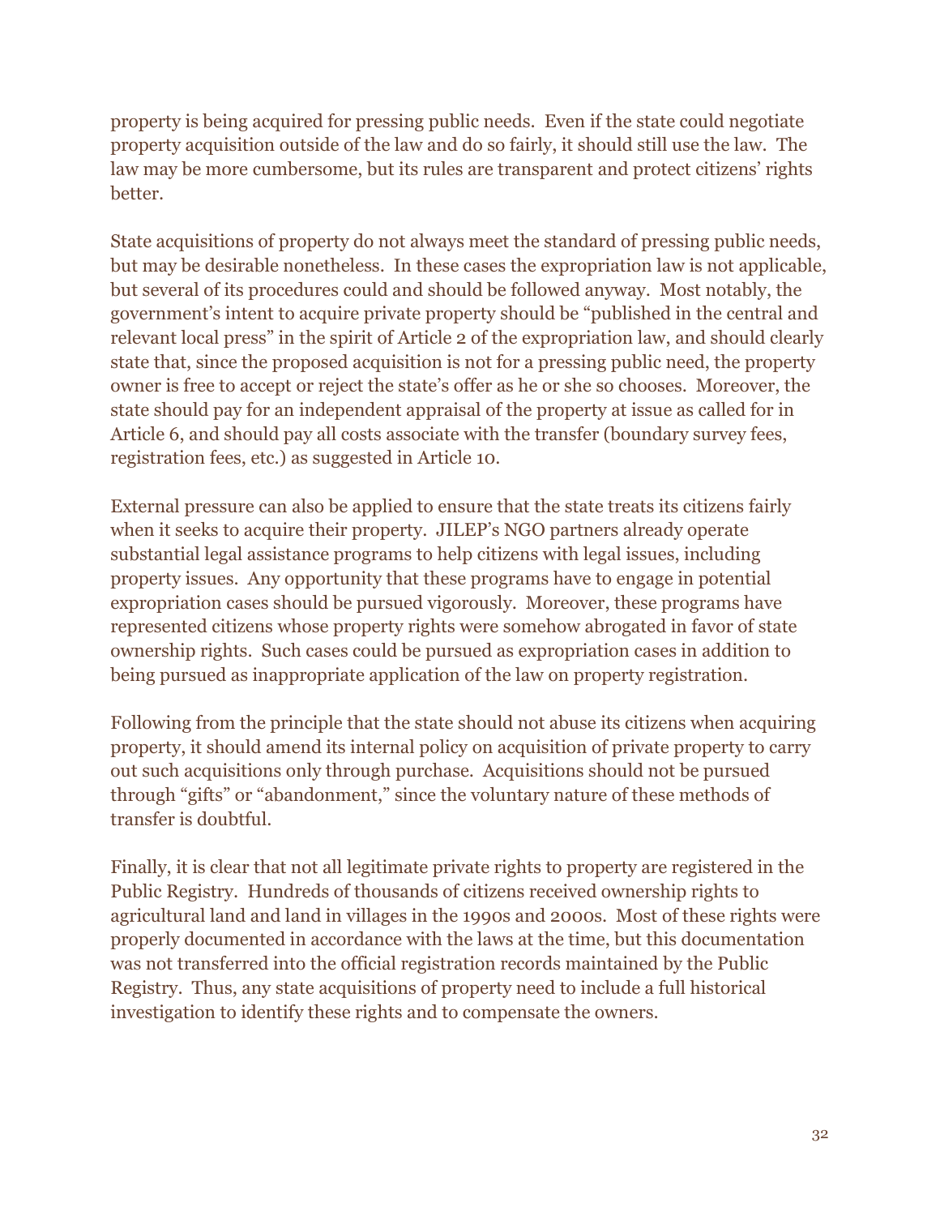property is being acquired for pressing public needs. Even if the state could negotiate property acquisition outside of the law and do so fairly, it should still use the law. The law may be more cumbersome, but its rules are transparent and protect citizens' rights better.

State acquisitions of property do not always meet the standard of pressing public needs, but may be desirable nonetheless. In these cases the expropriation law is not applicable, but several of its procedures could and should be followed anyway. Most notably, the government's intent to acquire private property should be "published in the central and relevant local press" in the spirit of Article 2 of the expropriation law, and should clearly state that, since the proposed acquisition is not for a pressing public need, the property owner is free to accept or reject the state's offer as he or she so chooses. Moreover, the state should pay for an independent appraisal of the property at issue as called for in Article 6, and should pay all costs associate with the transfer (boundary survey fees, registration fees, etc.) as suggested in Article 10.

External pressure can also be applied to ensure that the state treats its citizens fairly when it seeks to acquire their property. JILEP's NGO partners already operate substantial legal assistance programs to help citizens with legal issues, including property issues. Any opportunity that these programs have to engage in potential expropriation cases should be pursued vigorously. Moreover, these programs have represented citizens whose property rights were somehow abrogated in favor of state ownership rights. Such cases could be pursued as expropriation cases in addition to being pursued as inappropriate application of the law on property registration.

Following from the principle that the state should not abuse its citizens when acquiring property, it should amend its internal policy on acquisition of private property to carry out such acquisitions only through purchase. Acquisitions should not be pursued through "gifts" or "abandonment," since the voluntary nature of these methods of transfer is doubtful.

Finally, it is clear that not all legitimate private rights to property are registered in the Public Registry. Hundreds of thousands of citizens received ownership rights to agricultural land and land in villages in the 1990s and 2000s. Most of these rights were properly documented in accordance with the laws at the time, but this documentation was not transferred into the official registration records maintained by the Public Registry. Thus, any state acquisitions of property need to include a full historical investigation to identify these rights and to compensate the owners.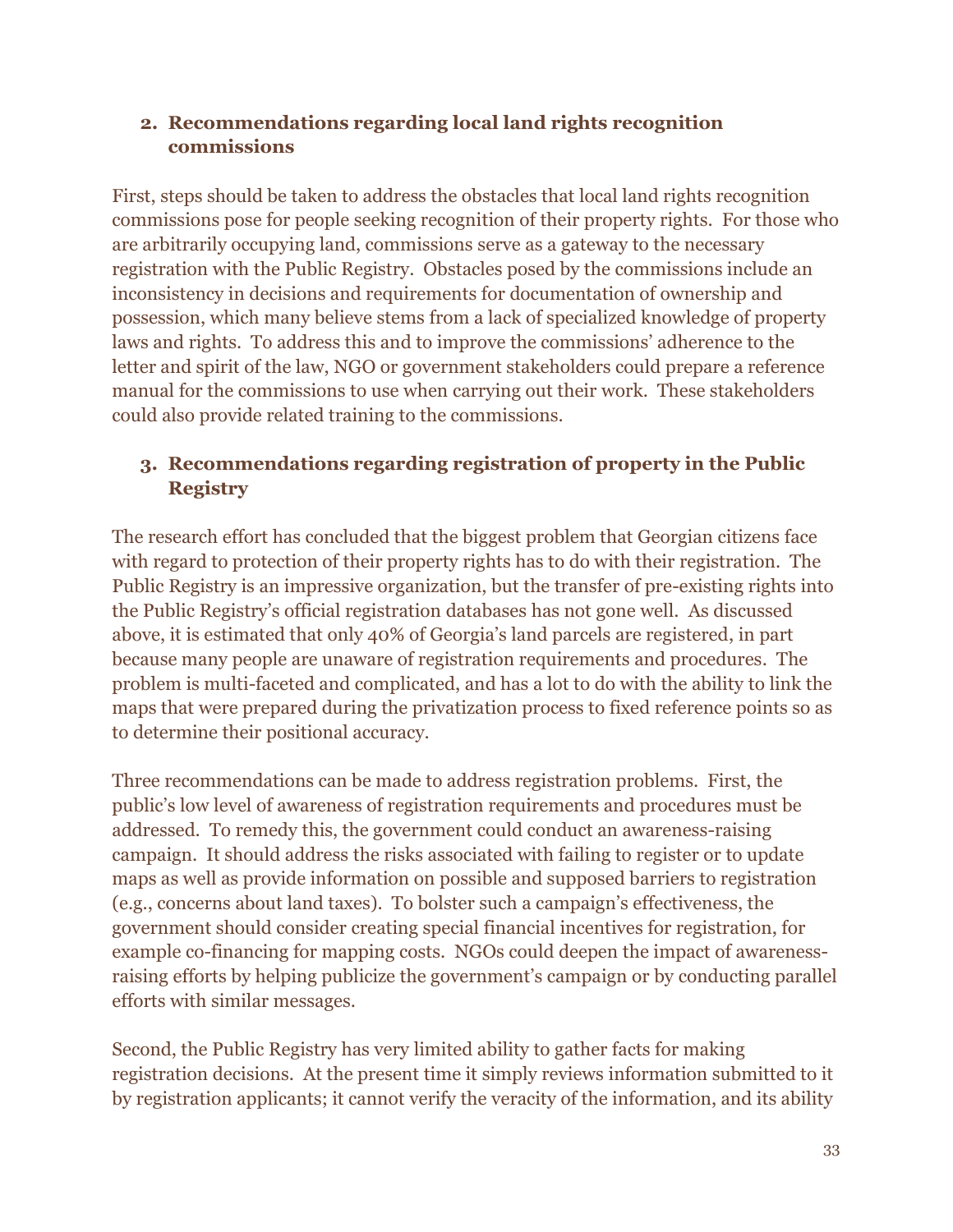## 2. Recommendations regarding local land rights recognition commissions

First, steps should be taken to address the obstacles that local land rights recognition commissions pose for people seeking recognition of their property rights. For those who are arbitrarily occupying land, commissions serve as a gateway to the necessary registration with the Public Registry. Obstacles posed by the commissions include an inconsistency in decisions and requirements for documentation of ownership and possession, which many believe stems from a lack of specialized knowledge of property laws and rights. To address this and to improve the commissions' adherence to the letter and spirit of the law, NGO or government stakeholders could prepare a reference manual for the commissions to use when carrying out their work. These stakeholders could also provide related training to the commissions.

## 3. Recommendations regarding registration of property in the Public Registry

The research effort has concluded that the biggest problem that Georgian citizens face with regard to protection of their property rights has to do with their registration. The Public Registry is an impressive organization, but the transfer of pre-existing rights into the Public Registry's official registration databases has not gone well. As discussed above, it is estimated that only 40% of Georgia's land parcels are registered, in part because many people are unaware of registration requirements and procedures. The problem is multi-faceted and complicated, and has a lot to do with the ability to link the maps that were prepared during the privatization process to fixed reference points so as to determine their positional accuracy.

Three recommendations can be made to address registration problems. First, the public's low level of awareness of registration requirements and procedures must be addressed. To remedy this, the government could conduct an awareness-raising campaign. It should address the risks associated with failing to register or to update maps as well as provide information on possible and supposed barriers to registration (e.g., concerns about land taxes). To bolster such a campaign's effectiveness, the government should consider creating special financial incentives for registration, for example co-financing for mapping costs. NGOs could deepen the impact of awareness-raising efforts by helping publicize the government's campaign or by conducting parallel efforts with similar messages.

Second, the Public Registry has very limited ability to gather facts for making registration decisions. At the present time it simply reviews information submitted to it by registration applicants; it cannot verify the veracity of the information, and its ability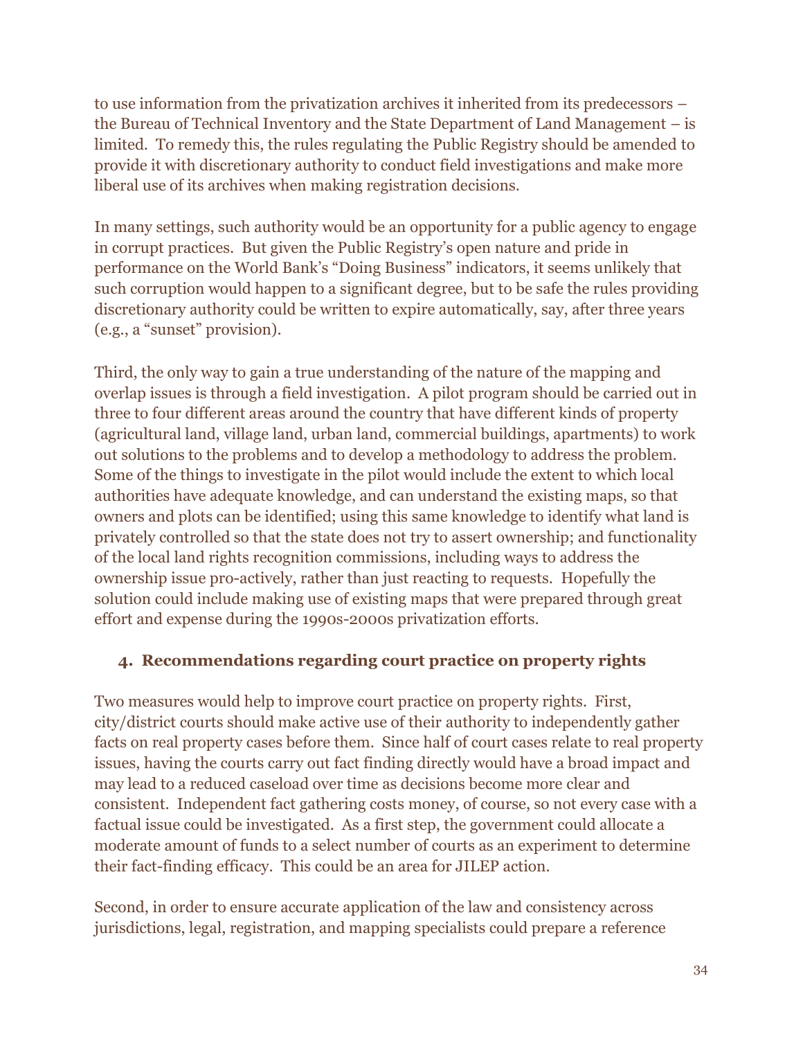to use information from the privatization archives it inherited from its predecessors – the Bureau of Technical Inventory and the State Department of Land Management – is limited. To remedy this, the rules regulating the Public Registry should be amended to provide it with discretionary authority to conduct field investigations and make more liberal use of its archives when making registration decisions.

In many settings, such authority would be an opportunity for a public agency to engage in corrupt practices. But given the Public Registry's open nature and pride in performance on the World Bank's "Doing Business" indicators, it seems unlikely that such corruption would happen to a significant degree, but to be safe the rules providing discretionary authority could be written to expire automatically, say, after three years (e.g., a "sunset" provision).

Third, the only way to gain a true understanding of the nature of the mapping and overlap issues is through a field investigation. A pilot program should be carried out in three to four different areas around the country that have different kinds of property (agricultural land, village land, urban land, commercial buildings, apartments) to work out solutions to the problems and to develop a methodology to address the problem. Some of the things to investigate in the pilot would include the extent to which local authorities have adequate knowledge, and can understand the existing maps, so that owners and plots can be identified; using this same knowledge to identify what land is privately controlled so that the state does not try to assert ownership; and functionality of the local land rights recognition commissions, including ways to address the ownership issue pro-actively, rather than just reacting to requests. Hopefully the solution could include making use of existing maps that were prepared through great effort and expense during the 1990s-2000s privatization efforts.

### 4. Recommendations regarding court practice on property rights

Two measures would help to improve court practice on property rights. First, city/district courts should make active use of their authority to independently gather facts on real property cases before them. Since half of court cases relate to real property issues, having the courts carry out fact finding directly would have a broad impact and may lead to a reduced caseload over time as decisions become more clear and consistent. Independent fact gathering costs money, of course, so not every case with a factual issue could be investigated. As a first step, the government could allocate a moderate amount of funds to a select number of courts as an experiment to determine their fact-finding efficacy. This could be an area for JILEP action.

Second, in order to ensure accurate application of the law and consistency across jurisdictions, legal, registration, and mapping specialists could prepare a reference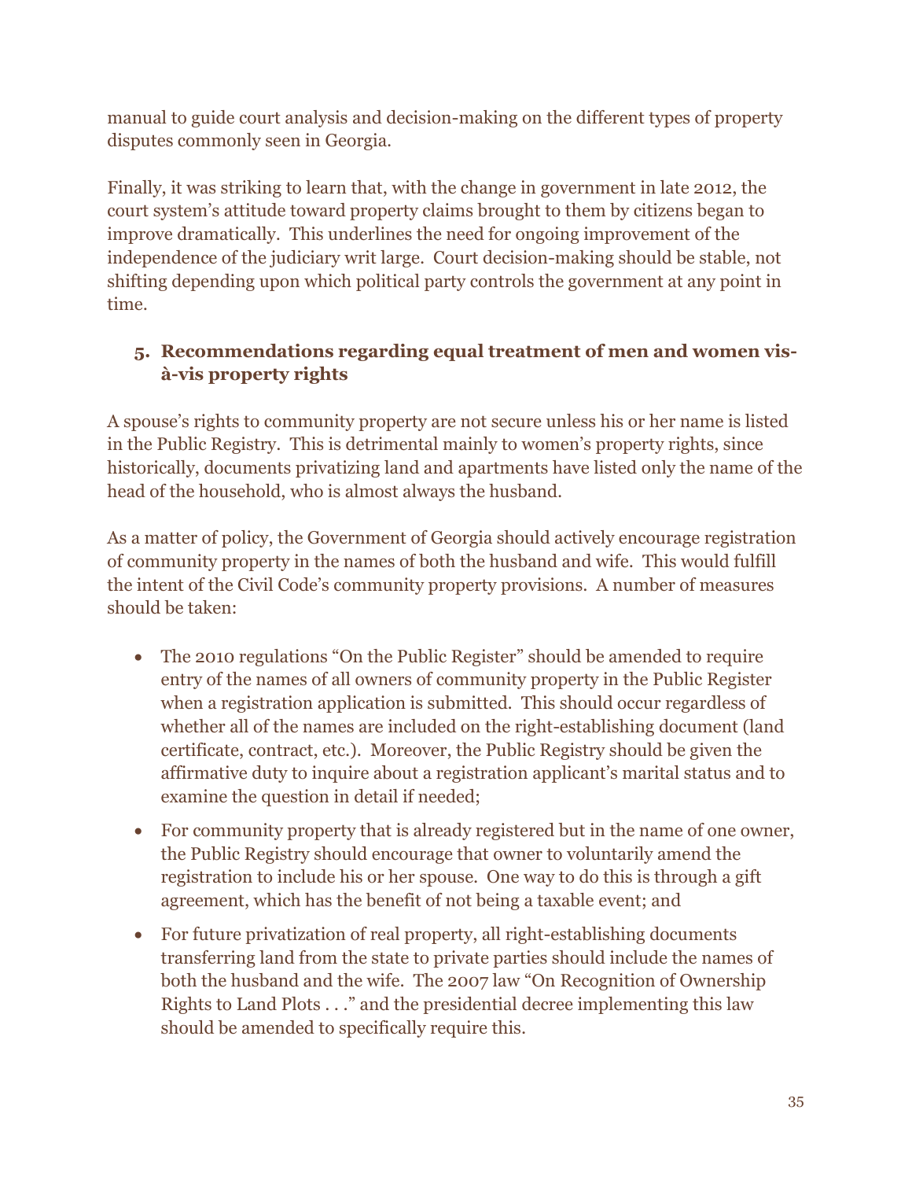manual to guide court analysis and decision-making on the different types of property disputes commonly seen in Georgia.

Finally, it was striking to learn that, with the change in government in late 2012, the court system's attitude toward property claims brought to them by citizens began to improve dramatically. This underlines the need for ongoing improvement of the independence of the judiciary writ large. Court decision-making should be stable, not shifting depending upon which political party controls the government at any point in time.

### 5. Recommendations regarding equal treatment of men and women vis-à-vis property rights

A spouse's rights to community property are not secure unless his or her name is listed in the Public Registry. This is detrimental mainly to women's property rights, since historically, documents privatizing land and apartments have listed only the name of the head of the household, who is almost always the husband.

As a matter of policy, the Government of Georgia should actively encourage registration of community property in the names of both the husband and wife. This would fulfill the intent of the Civil Code's community property provisions. A number of measures should be taken:

- The 2010 regulations "On the Public Register" should be amended to require entry of the names of all owners of community property in the Public Register when a registration application is submitted. This should occur regardless of whether all of the names are included on the right-establishing document (land certificate, contract, etc.). Moreover, the Public Registry should be given the affirmative duty to inquire about a registration applicant's marital status and to examine the question in detail if needed;
- For community property that is already registered but in the name of one owner, the Public Registry should encourage that owner to voluntarily amend the registration to include his or her spouse. One way to do this is through a gift agreement, which has the benefit of not being a taxable event; and
- For future privatization of real property, all right-establishing documents transferring land from the state to private parties should include the names of both the husband and the wife. The 2007 law "On Recognition of Ownership Rights to Land Plots . . ." and the presidential decree implementing this law should be amended to specifically require this.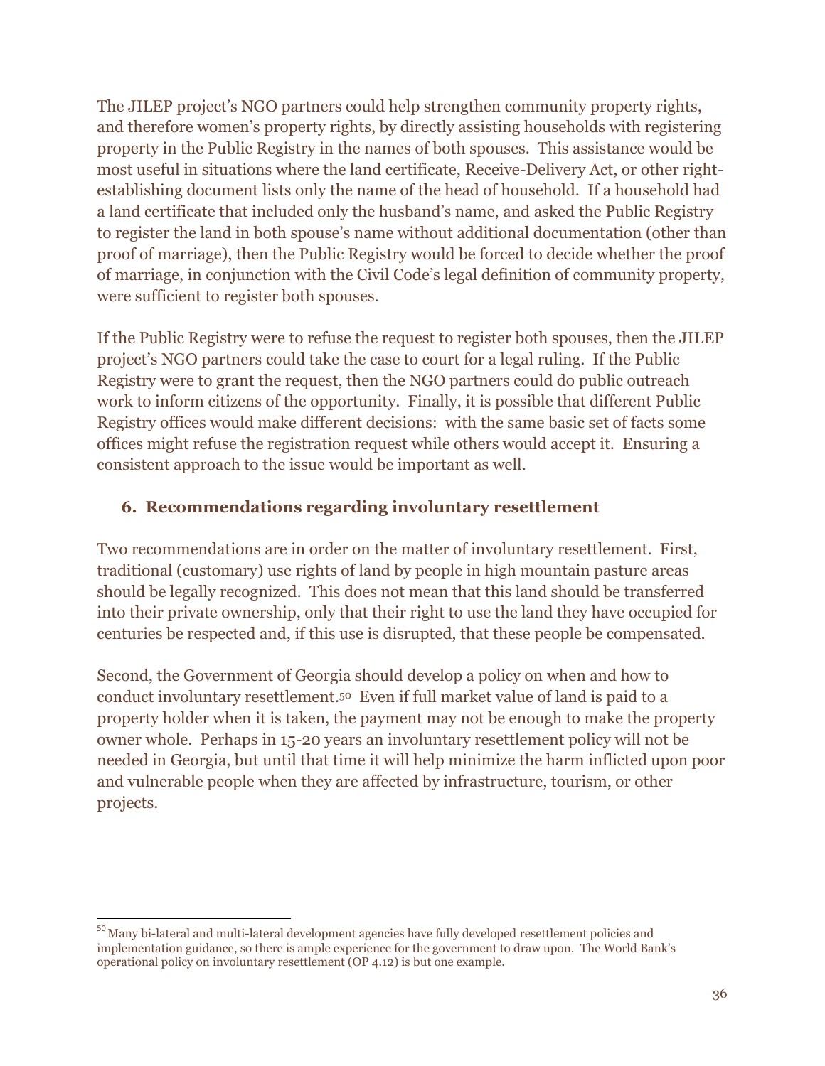The JILEP project's NGO partners could help strengthen community property rights, and therefore women's property rights, by directly assisting households with registering property in the Public Registry in the names of both spouses. This assistance would be most useful in situations where the land certificate, Receive-Delivery Act, or other right-establishing document lists only the name of the head of household. If a household had a land certificate that included only the husband's name, and asked the Public Registry to register the land in both spouse's name without additional documentation (other than proof of marriage), then the Public Registry would be forced to decide whether the proof of marriage, in conjunction with the Civil Code's legal definition of community property, were sufficient to register both spouses.

If the Public Registry were to refuse the request to register both spouses, then the JILEP project's NGO partners could take the case to court for a legal ruling. If the Public Registry were to grant the request, then the NGO partners could do public outreach work to inform citizens of the opportunity. Finally, it is possible that different Public Registry offices would make different decisions: with the same basic set of facts some offices might refuse the registration request while others would accept it. Ensuring a consistent approach to the issue would be important as well.

### 6. Recommendations regarding involuntary resettlement

Two recommendations are in order on the matter of involuntary resettlement. First, traditional (customary) use rights of land by people in high mountain pasture areas should be legally recognized. This does not mean that this land should be transferred into their private ownership, only that their right to use the land they have occupied for centuries be respected and, if this use is disrupted, that these people be compensated.

Second, the Government of Georgia should develop a policy on when and how to conduct involuntary resettlement.[50] Even if full market value of land is paid to a property holder when it is taken, the payment may not be enough to make the property owner whole. Perhaps in 15-20 years an involuntary resettlement policy will not be needed in Georgia, but until that time it will help minimize the harm inflicted upon poor and vulnerable people when they are affected by infrastructure, tourism, or other projects.

---

[50] Many bi-lateral and multi-lateral development agencies have fully developed resettlement policies and implementation guidance, so there is ample experience for the government to draw upon. The World Bank's operational policy on involuntary resettlement (OP 4.12) is but one example.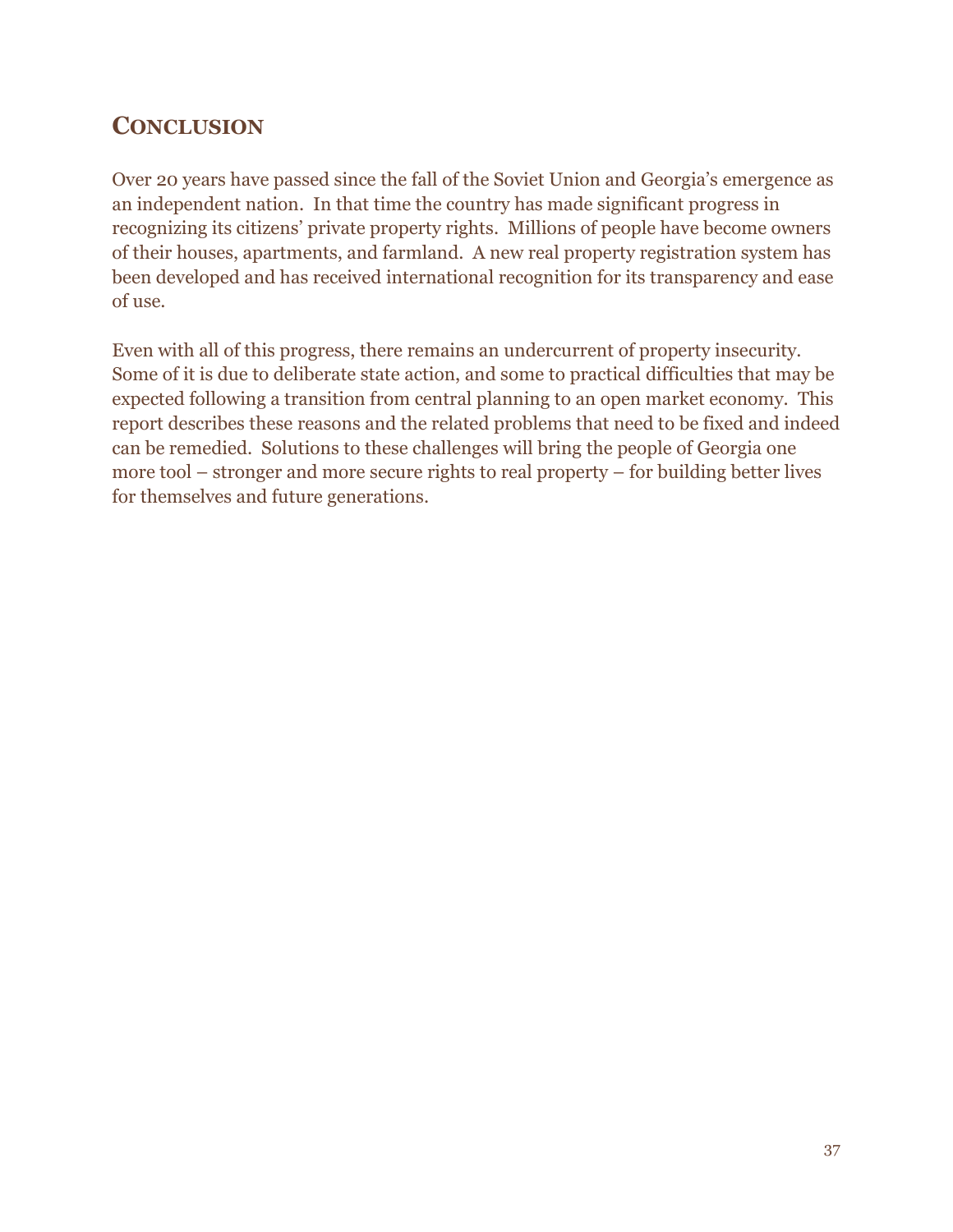## Conclusion

Over 20 years have passed since the fall of the Soviet Union and Georgia's emergence as an independent nation. In that time the country has made significant progress in recognizing its citizens' private property rights. Millions of people have become owners of their houses, apartments, and farmland. A new real property registration system has been developed and has received international recognition for its transparency and ease of use.

Even with all of this progress, there remains an undercurrent of property insecurity. Some of it is due to deliberate state action, and some to practical difficulties that may be expected following a transition from central planning to an open market economy. This report describes these reasons and the related problems that need to be fixed and indeed can be remedied. Solutions to these challenges will bring the people of Georgia one more tool – stronger and more secure rights to real property – for building better lives for themselves and future generations.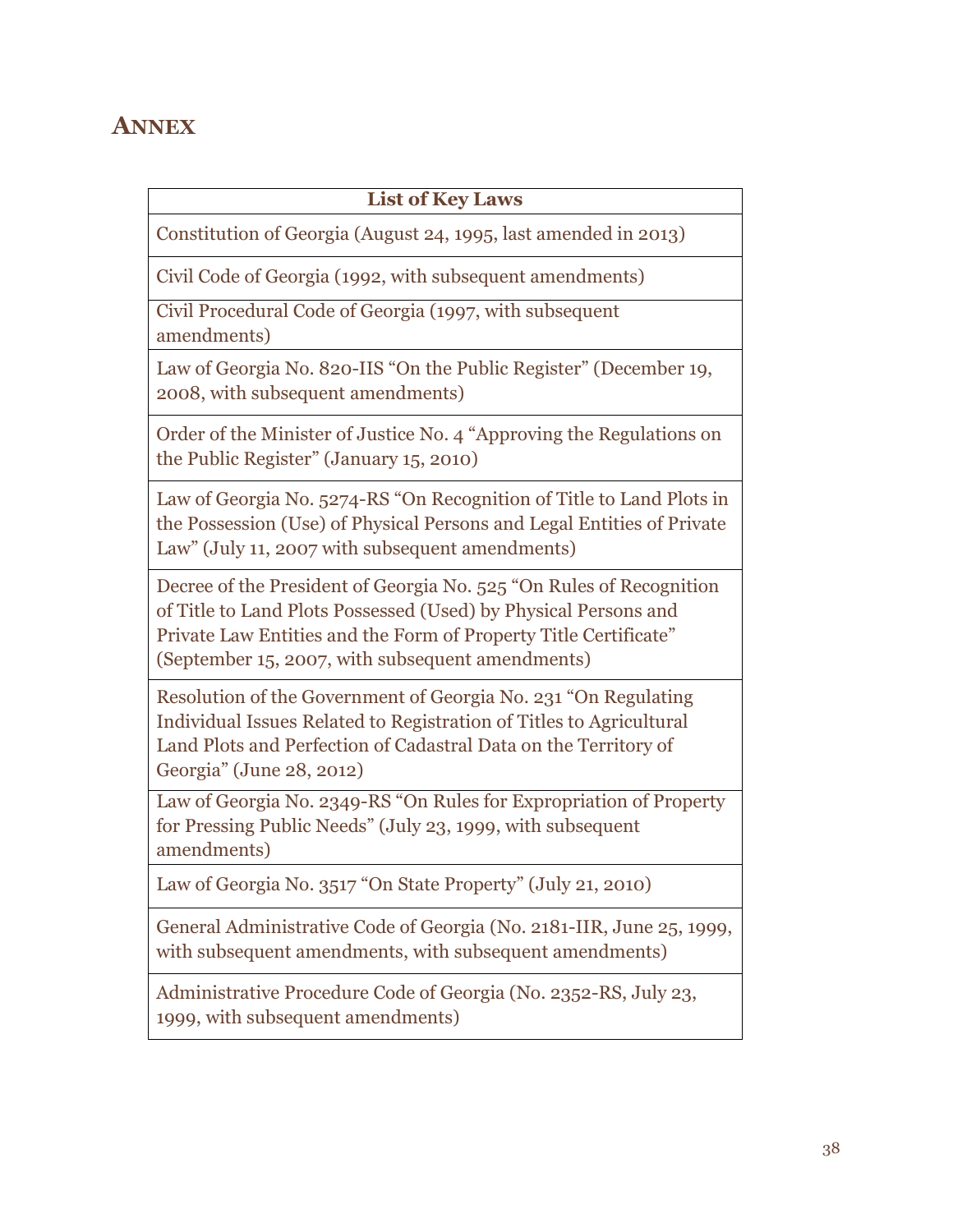## ANNEX

| List of Key Laws |
| --- |
| Constitution of Georgia (August 24, 1995, last amended in 2013) |
| Civil Code of Georgia (1992, with subsequent amendments) |
| Civil Procedural Code of Georgia (1997, with subsequent amendments) |
| Law of Georgia No. 820-IIS "On the Public Register" (December 19, 2008, with subsequent amendments) |
| Order of the Minister of Justice No. 4 "Approving the Regulations on the Public Register" (January 15, 2010) |
| Law of Georgia No. 5274-RS "On Recognition of Title to Land Plots in the Possession (Use) of Physical Persons and Legal Entities of Private Law" (July 11, 2007 with subsequent amendments) |
| Decree of the President of Georgia No. 525 "On Rules of Recognition of Title to Land Plots Possessed (Used) by Physical Persons and Private Law Entities and the Form of Property Title Certificate" (September 15, 2007, with subsequent amendments) |
| Resolution of the Government of Georgia No. 231 "On Regulating Individual Issues Related to Registration of Titles to Agricultural Land Plots and Perfection of Cadastral Data on the Territory of Georgia" (June 28, 2012) |
| Law of Georgia No. 2349-RS "On Rules for Expropriation of Property for Pressing Public Needs" (July 23, 1999, with subsequent amendments) |
| Law of Georgia No. 3517 "On State Property" (July 21, 2010) |
| General Administrative Code of Georgia (No. 2181-IIR, June 25, 1999, with subsequent amendments, with subsequent amendments) |
| Administrative Procedure Code of Georgia (No. 2352-RS, July 23, 1999, with subsequent amendments) |